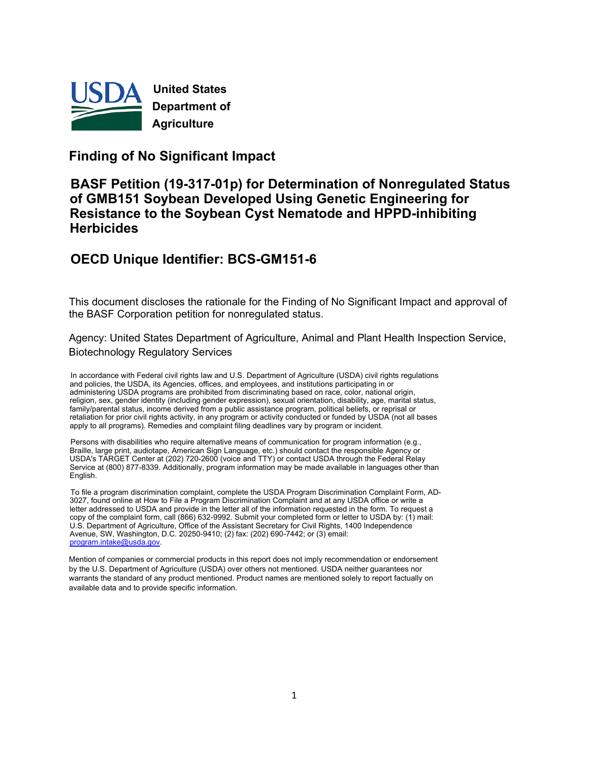**United States Department of Agriculture**

# Finding of No Significant Impact

## BASF Petition (19-317-01p) for Determination of Nonregulated Status of GMB151 Soybean Developed Using Genetic Engineering for Resistance to the Soybean Cyst Nematode and HPPD-inhibiting Herbicides

## OECD Unique Identifier: BCS-GM151-6

This document discloses the rationale for the Finding of No Significant Impact and approval of the BASF Corporation petition for nonregulated status.

Agency: United States Department of Agriculture, Animal and Plant Health Inspection Service, Biotechnology Regulatory Services

In accordance with Federal civil rights law and U.S. Department of Agriculture (USDA) civil rights regulations and policies, the USDA, its Agencies, offices, and employees, and institutions participating in or administering USDA programs are prohibited from discriminating based on race, color, national origin, religion, sex, gender identity (including gender expression), sexual orientation, disability, age, marital status, family/parental status, income derived from a public assistance program, political beliefs, or reprisal or retaliation for prior civil rights activity, in any program or activity conducted or funded by USDA (not all bases apply to all programs). Remedies and complaint filing deadlines vary by program or incident.

Persons with disabilities who require alternative means of communication for program information (e.g., Braille, large print, audiotape, American Sign Language, etc.) should contact the responsible Agency or USDA's TARGET Center at (202) 720-2600 (voice and TTY) or contact USDA through the Federal Relay Service at (800) 877-8339. Additionally, program information may be made available in languages other than English.

To file a program discrimination complaint, complete the USDA Program Discrimination Complaint Form, AD-3027, found online at How to File a Program Discrimination Complaint and at any USDA office or write a letter addressed to USDA and provide in the letter all of the information requested in the form. To request a copy of the complaint form, call (866) 632-9992. Submit your completed form or letter to USDA by: (1) mail: U.S. Department of Agriculture, Office of the Assistant Secretary for Civil Rights, 1400 Independence Avenue, SW, Washington, D.C. 20250-9410; (2) fax: (202) 690-7442; or (3) email: program.intake@usda.gov.

Mention of companies or commercial products in this report does not imply recommendation or endorsement by the U.S. Department of Agriculture (USDA) over others not mentioned. USDA neither guarantees nor warrants the standard of any product mentioned. Product names are mentioned solely to report factually on available data and to provide specific information.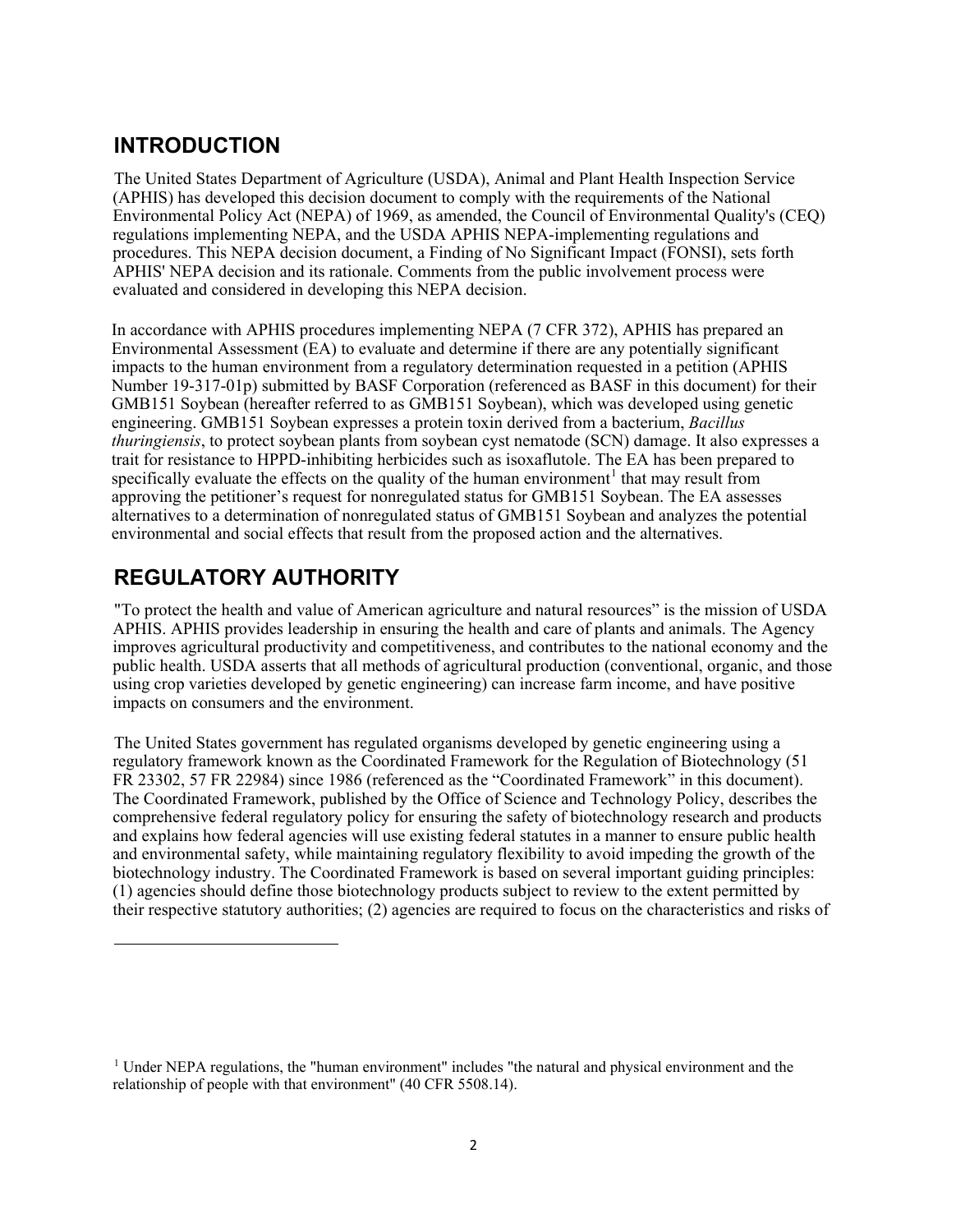## INTRODUCTION

The United States Department of Agriculture (USDA), Animal and Plant Health Inspection Service (APHIS) has developed this decision document to comply with the requirements of the National Environmental Policy Act (NEPA) of 1969, as amended, the Council of Environmental Quality's (CEQ) regulations implementing NEPA, and the USDA APHIS NEPA-implementing regulations and procedures. This NEPA decision document, a Finding of No Significant Impact (FONSI), sets forth APHIS' NEPA decision and its rationale. Comments from the public involvement process were evaluated and considered in developing this NEPA decision.

In accordance with APHIS procedures implementing NEPA (7 CFR 372), APHIS has prepared an Environmental Assessment (EA) to evaluate and determine if there are any potentially significant impacts to the human environment from a regulatory determination requested in a petition (APHIS Number 19-317-01p) submitted by BASF Corporation (referenced as BASF in this document) for their GMB151 Soybean (hereafter referred to as GMB151 Soybean), which was developed using genetic engineering. GMB151 Soybean expresses a protein toxin derived from a bacterium, *Bacillus thuringiensis*, to protect soybean plants from soybean cyst nematode (SCN) damage. It also expresses a trait for resistance to HPPD-inhibiting herbicides such as isoxaflutole. The EA has been prepared to specifically evaluate the effects on the quality of the human environment[1] that may result from approving the petitioner's request for nonregulated status for GMB151 Soybean. The EA assesses alternatives to a determination of nonregulated status of GMB151 Soybean and analyzes the potential environmental and social effects that result from the proposed action and the alternatives.

## REGULATORY AUTHORITY

"To protect the health and value of American agriculture and natural resources" is the mission of USDA APHIS. APHIS provides leadership in ensuring the health and care of plants and animals. The Agency improves agricultural productivity and competitiveness, and contributes to the national economy and the public health. USDA asserts that all methods of agricultural production (conventional, organic, and those using crop varieties developed by genetic engineering) can increase farm income, and have positive impacts on consumers and the environment.

The United States government has regulated organisms developed by genetic engineering using a regulatory framework known as the Coordinated Framework for the Regulation of Biotechnology (51 FR 23302, 57 FR 22984) since 1986 (referenced as the "Coordinated Framework" in this document). The Coordinated Framework, published by the Office of Science and Technology Policy, describes the comprehensive federal regulatory policy for ensuring the safety of biotechnology research and products and explains how federal agencies will use existing federal statutes in a manner to ensure public health and environmental safety, while maintaining regulatory flexibility to avoid impeding the growth of the biotechnology industry. The Coordinated Framework is based on several important guiding principles: (1) agencies should define those biotechnology products subject to review to the extent permitted by their respective statutory authorities; (2) agencies are required to focus on the characteristics and risks of

---

[1] Under NEPA regulations, the "human environment" includes "the natural and physical environment and the relationship of people with that environment" (40 CFR 5508.14).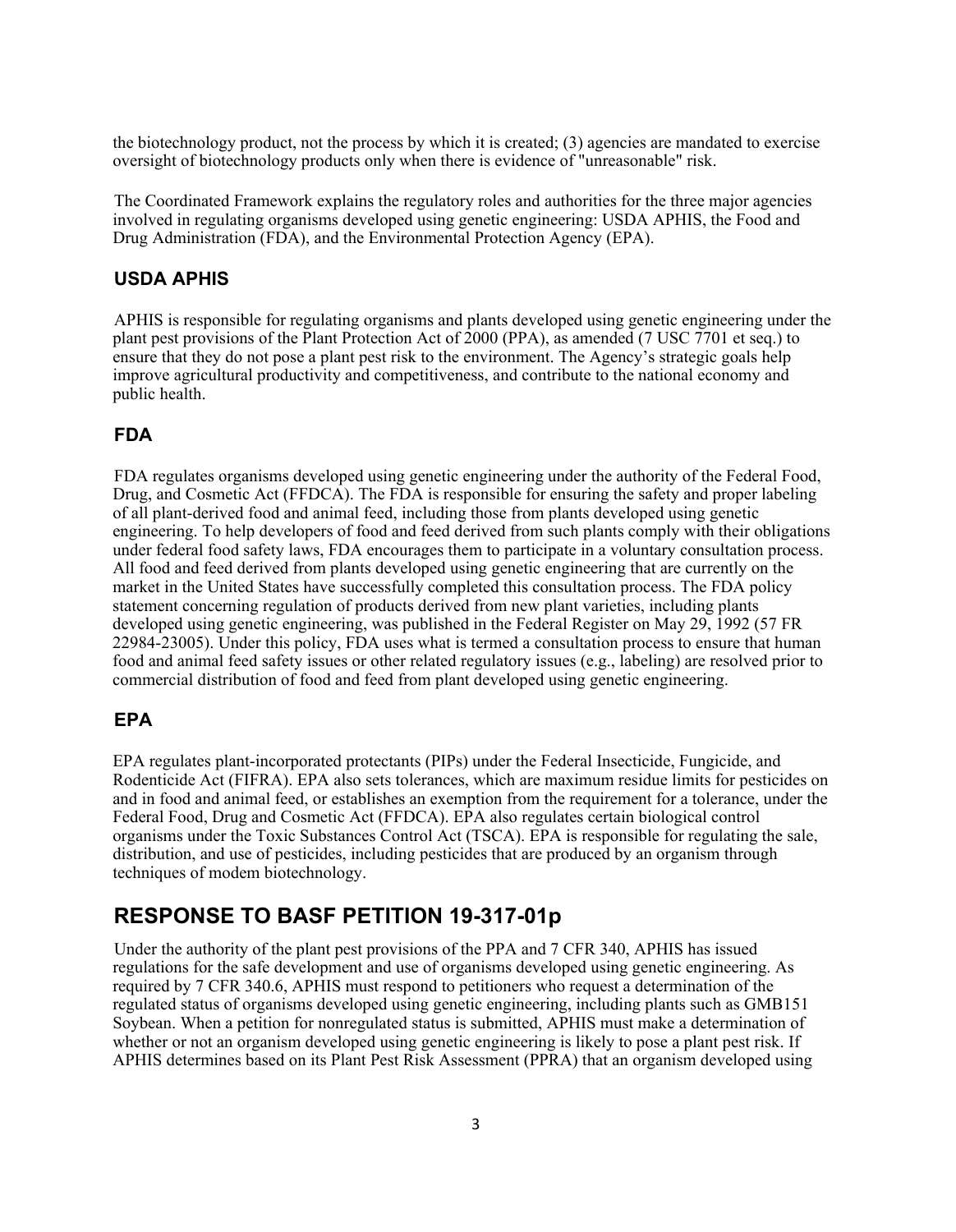the biotechnology product, not the process by which it is created; (3) agencies are mandated to exercise oversight of biotechnology products only when there is evidence of "unreasonable" risk.

The Coordinated Framework explains the regulatory roles and authorities for the three major agencies involved in regulating organisms developed using genetic engineering: USDA APHIS, the Food and Drug Administration (FDA), and the Environmental Protection Agency (EPA).

### USDA APHIS

APHIS is responsible for regulating organisms and plants developed using genetic engineering under the plant pest provisions of the Plant Protection Act of 2000 (PPA), as amended (7 USC 7701 et seq.) to ensure that they do not pose a plant pest risk to the environment. The Agency's strategic goals help improve agricultural productivity and competitiveness, and contribute to the national economy and public health.

### FDA

FDA regulates organisms developed using genetic engineering under the authority of the Federal Food, Drug, and Cosmetic Act (FFDCA). The FDA is responsible for ensuring the safety and proper labeling of all plant-derived food and animal feed, including those from plants developed using genetic engineering. To help developers of food and feed derived from such plants comply with their obligations under federal food safety laws, FDA encourages them to participate in a voluntary consultation process. All food and feed derived from plants developed using genetic engineering that are currently on the market in the United States have successfully completed this consultation process. The FDA policy statement concerning regulation of products derived from new plant varieties, including plants developed using genetic engineering, was published in the Federal Register on May 29, 1992 (57 FR 22984-23005). Under this policy, FDA uses what is termed a consultation process to ensure that human food and animal feed safety issues or other related regulatory issues (e.g., labeling) are resolved prior to commercial distribution of food and feed from plant developed using genetic engineering.

### EPA

EPA regulates plant-incorporated protectants (PIPs) under the Federal Insecticide, Fungicide, and Rodenticide Act (FIFRA). EPA also sets tolerances, which are maximum residue limits for pesticides on and in food and animal feed, or establishes an exemption from the requirement for a tolerance, under the Federal Food, Drug and Cosmetic Act (FFDCA). EPA also regulates certain biological control organisms under the Toxic Substances Control Act (TSCA). EPA is responsible for regulating the sale, distribution, and use of pesticides, including pesticides that are produced by an organism through techniques of modem biotechnology.

## RESPONSE TO BASF PETITION 19-317-01p

Under the authority of the plant pest provisions of the PPA and 7 CFR 340, APHIS has issued regulations for the safe development and use of organisms developed using genetic engineering. As required by 7 CFR 340.6, APHIS must respond to petitioners who request a determination of the regulated status of organisms developed using genetic engineering, including plants such as GMB151 Soybean. When a petition for nonregulated status is submitted, APHIS must make a determination of whether or not an organism developed using genetic engineering is likely to pose a plant pest risk. If APHIS determines based on its Plant Pest Risk Assessment (PPRA) that an organism developed using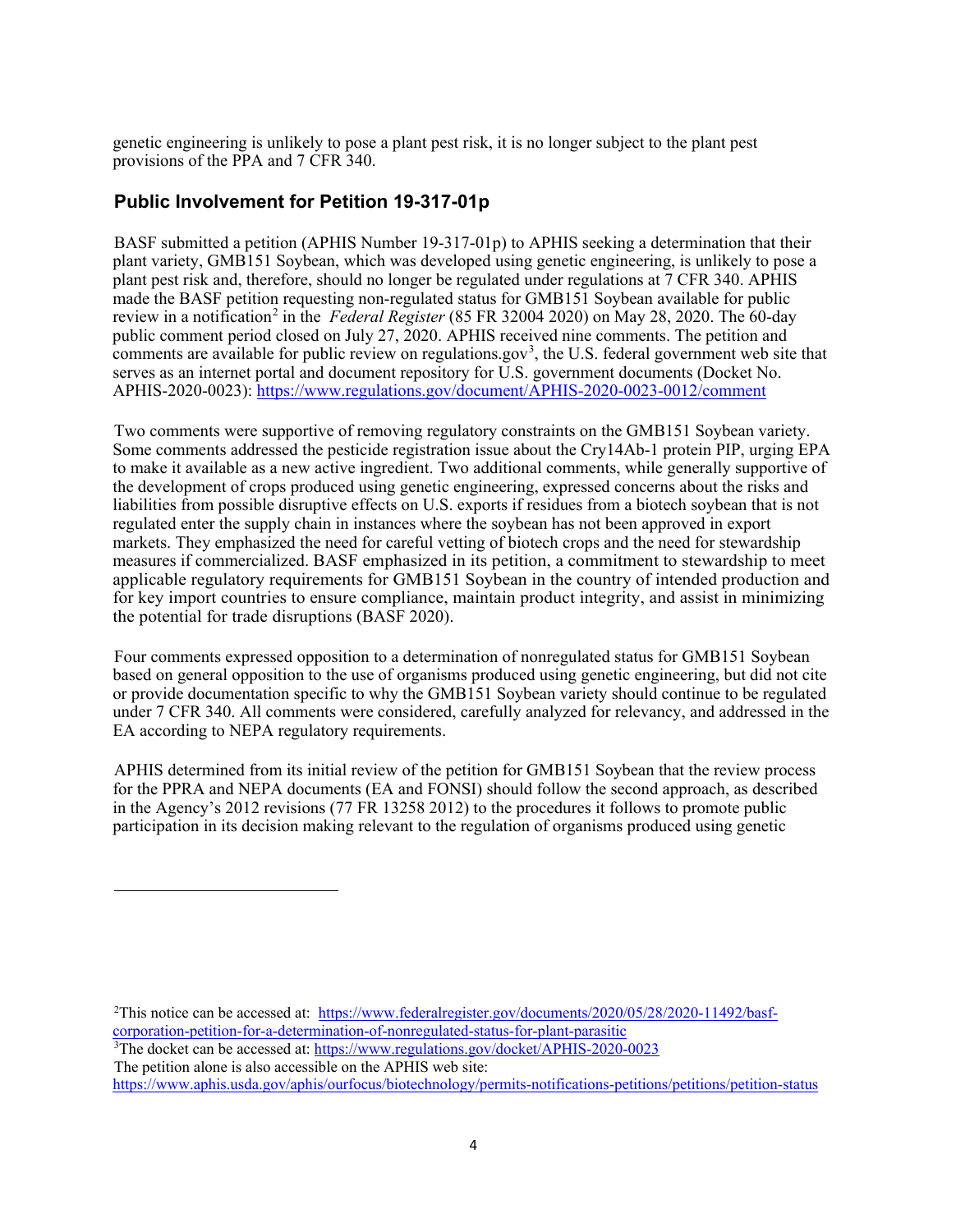genetic engineering is unlikely to pose a plant pest risk, it is no longer subject to the plant pest provisions of the PPA and 7 CFR 340.

## Public Involvement for Petition 19-317-01p

BASF submitted a petition (APHIS Number 19-317-01p) to APHIS seeking a determination that their plant variety, GMB151 Soybean, which was developed using genetic engineering, is unlikely to pose a plant pest risk and, therefore, should no longer be regulated under regulations at 7 CFR 340. APHIS made the BASF petition requesting non-regulated status for GMB151 Soybean available for public review in a notification[2] in the *Federal Register* (85 FR 32004 2020) on May 28, 2020. The 60-day public comment period closed on July 27, 2020. APHIS received nine comments. The petition and comments are available for public review on regulations.gov[3], the U.S. federal government web site that serves as an internet portal and document repository for U.S. government documents (Docket No. APHIS-2020-0023): https://www.regulations.gov/document/APHIS-2020-0023-0012/comment

Two comments were supportive of removing regulatory constraints on the GMB151 Soybean variety. Some comments addressed the pesticide registration issue about the Cry14Ab-1 protein PIP, urging EPA to make it available as a new active ingredient. Two additional comments, while generally supportive of the development of crops produced using genetic engineering, expressed concerns about the risks and liabilities from possible disruptive effects on U.S. exports if residues from a biotech soybean that is not regulated enter the supply chain in instances where the soybean has not been approved in export markets. They emphasized the need for careful vetting of biotech crops and the need for stewardship measures if commercialized. BASF emphasized in its petition, a commitment to stewardship to meet applicable regulatory requirements for GMB151 Soybean in the country of intended production and for key import countries to ensure compliance, maintain product integrity, and assist in minimizing the potential for trade disruptions (BASF 2020).

Four comments expressed opposition to a determination of nonregulated status for GMB151 Soybean based on general opposition to the use of organisms produced using genetic engineering, but did not cite or provide documentation specific to why the GMB151 Soybean variety should continue to be regulated under 7 CFR 340. All comments were considered, carefully analyzed for relevancy, and addressed in the EA according to NEPA regulatory requirements.

APHIS determined from its initial review of the petition for GMB151 Soybean that the review process for the PPRA and NEPA documents (EA and FONSI) should follow the second approach, as described in the Agency's 2012 revisions (77 FR 13258 2012) to the procedures it follows to promote public participation in its decision making relevant to the regulation of organisms produced using genetic

---

[2]This notice can be accessed at: https://www.federalregister.gov/documents/2020/05/28/2020-11492/basf-corporation-petition-for-a-determination-of-nonregulated-status-for-plant-parasitic

[3]The docket can be accessed at: https://www.regulations.gov/docket/APHIS-2020-0023
The petition alone is also accessible on the APHIS web site:
https://www.aphis.usda.gov/aphis/ourfocus/biotechnology/permits-notifications-petitions/petitions/petition-status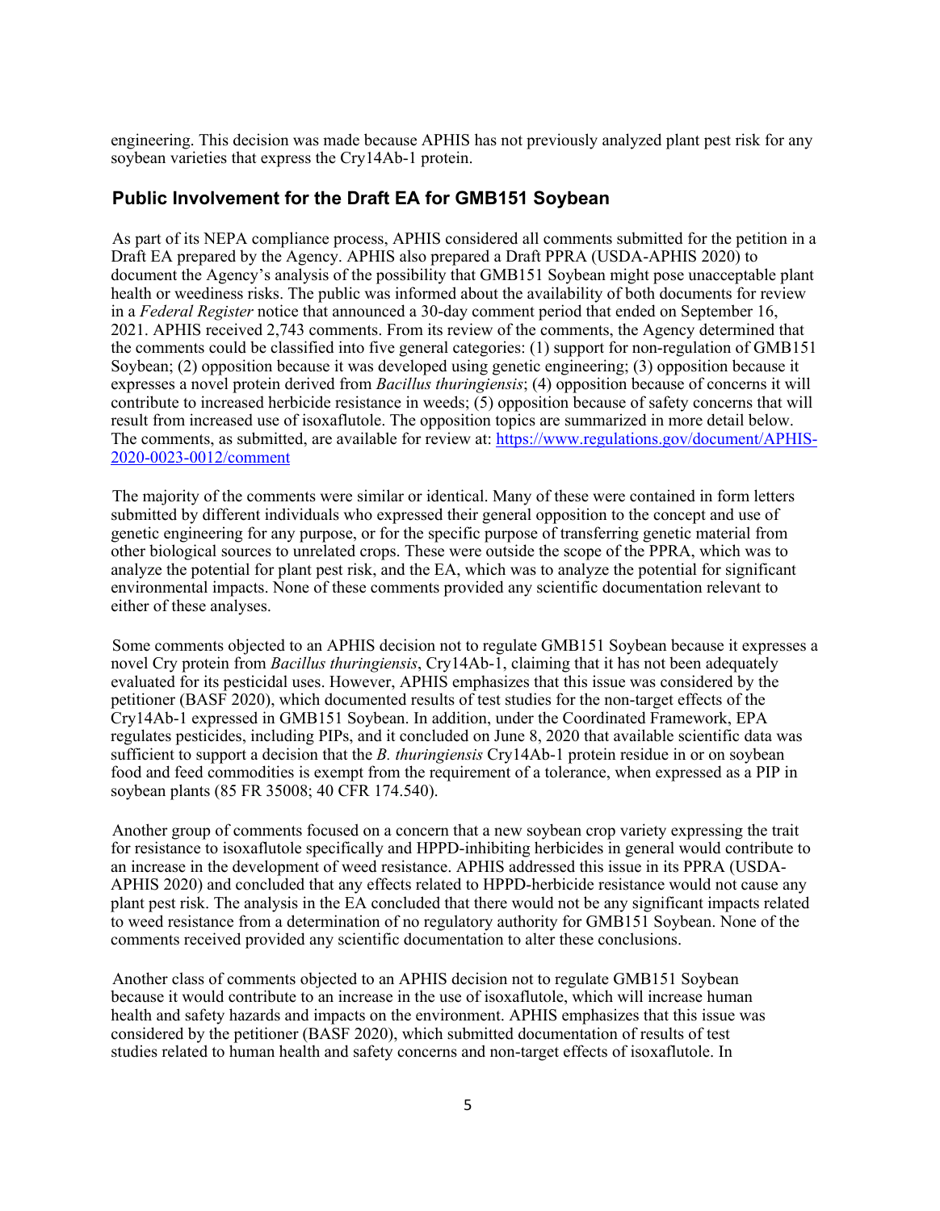engineering. This decision was made because APHIS has not previously analyzed plant pest risk for any soybean varieties that express the Cry14Ab-1 protein.

## Public Involvement for the Draft EA for GMB151 Soybean

As part of its NEPA compliance process, APHIS considered all comments submitted for the petition in a Draft EA prepared by the Agency. APHIS also prepared a Draft PPRA (USDA-APHIS 2020) to document the Agency's analysis of the possibility that GMB151 Soybean might pose unacceptable plant health or weediness risks. The public was informed about the availability of both documents for review in a *Federal Register* notice that announced a 30-day comment period that ended on September 16, 2021. APHIS received 2,743 comments. From its review of the comments, the Agency determined that the comments could be classified into five general categories: (1) support for non-regulation of GMB151 Soybean; (2) opposition because it was developed using genetic engineering; (3) opposition because it expresses a novel protein derived from *Bacillus thuringiensis*; (4) opposition because of concerns it will contribute to increased herbicide resistance in weeds; (5) opposition because of safety concerns that will result from increased use of isoxaflutole. The opposition topics are summarized in more detail below. The comments, as submitted, are available for review at: [https://www.regulations.gov/document/APHIS-2020-0023-0012/comment](https://www.regulations.gov/document/APHIS-2020-0023-0012/comment)

The majority of the comments were similar or identical. Many of these were contained in form letters submitted by different individuals who expressed their general opposition to the concept and use of genetic engineering for any purpose, or for the specific purpose of transferring genetic material from other biological sources to unrelated crops. These were outside the scope of the PPRA, which was to analyze the potential for plant pest risk, and the EA, which was to analyze the potential for significant environmental impacts. None of these comments provided any scientific documentation relevant to either of these analyses.

Some comments objected to an APHIS decision not to regulate GMB151 Soybean because it expresses a novel Cry protein from *Bacillus thuringiensis*, Cry14Ab-1, claiming that it has not been adequately evaluated for its pesticidal uses. However, APHIS emphasizes that this issue was considered by the petitioner (BASF 2020), which documented results of test studies for the non-target effects of the Cry14Ab-1 expressed in GMB151 Soybean. In addition, under the Coordinated Framework, EPA regulates pesticides, including PIPs, and it concluded on June 8, 2020 that available scientific data was sufficient to support a decision that the *B. thuringiensis* Cry14Ab-1 protein residue in or on soybean food and feed commodities is exempt from the requirement of a tolerance, when expressed as a PIP in soybean plants (85 FR 35008; 40 CFR 174.540).

Another group of comments focused on a concern that a new soybean crop variety expressing the trait for resistance to isoxaflutole specifically and HPPD-inhibiting herbicides in general would contribute to an increase in the development of weed resistance. APHIS addressed this issue in its PPRA (USDA-APHIS 2020) and concluded that any effects related to HPPD-herbicide resistance would not cause any plant pest risk. The analysis in the EA concluded that there would not be any significant impacts related to weed resistance from a determination of no regulatory authority for GMB151 Soybean. None of the comments received provided any scientific documentation to alter these conclusions.

Another class of comments objected to an APHIS decision not to regulate GMB151 Soybean because it would contribute to an increase in the use of isoxaflutole, which will increase human health and safety hazards and impacts on the environment. APHIS emphasizes that this issue was considered by the petitioner (BASF 2020), which submitted documentation of results of test studies related to human health and safety concerns and non-target effects of isoxaflutole. In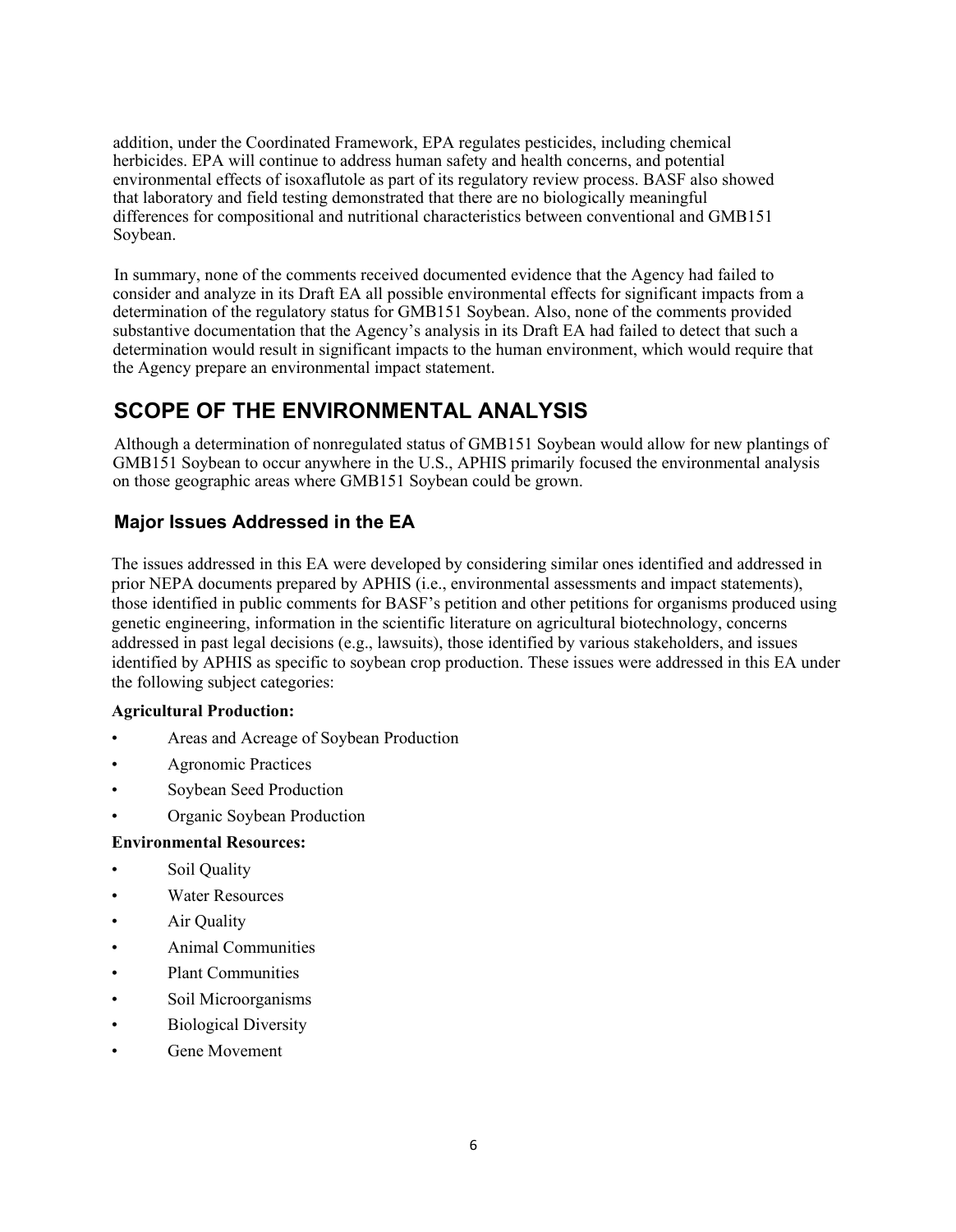addition, under the Coordinated Framework, EPA regulates pesticides, including chemical herbicides. EPA will continue to address human safety and health concerns, and potential environmental effects of isoxaflutole as part of its regulatory review process. BASF also showed that laboratory and field testing demonstrated that there are no biologically meaningful differences for compositional and nutritional characteristics between conventional and GMB151 Soybean.

In summary, none of the comments received documented evidence that the Agency had failed to consider and analyze in its Draft EA all possible environmental effects for significant impacts from a determination of the regulatory status for GMB151 Soybean. Also, none of the comments provided substantive documentation that the Agency's analysis in its Draft EA had failed to detect that such a determination would result in significant impacts to the human environment, which would require that the Agency prepare an environmental impact statement.

# SCOPE OF THE ENVIRONMENTAL ANALYSIS

Although a determination of nonregulated status of GMB151 Soybean would allow for new plantings of GMB151 Soybean to occur anywhere in the U.S., APHIS primarily focused the environmental analysis on those geographic areas where GMB151 Soybean could be grown.

## Major Issues Addressed in the EA

The issues addressed in this EA were developed by considering similar ones identified and addressed in prior NEPA documents prepared by APHIS (i.e., environmental assessments and impact statements), those identified in public comments for BASF's petition and other petitions for organisms produced using genetic engineering, information in the scientific literature on agricultural biotechnology, concerns addressed in past legal decisions (e.g., lawsuits), those identified by various stakeholders, and issues identified by APHIS as specific to soybean crop production. These issues were addressed in this EA under the following subject categories:

**Agricultural Production:**

- Areas and Acreage of Soybean Production
- Agronomic Practices
- Soybean Seed Production
- Organic Soybean Production

**Environmental Resources:**

- Soil Quality
- Water Resources
- Air Quality
- Animal Communities
- Plant Communities
- Soil Microorganisms
- Biological Diversity
- Gene Movement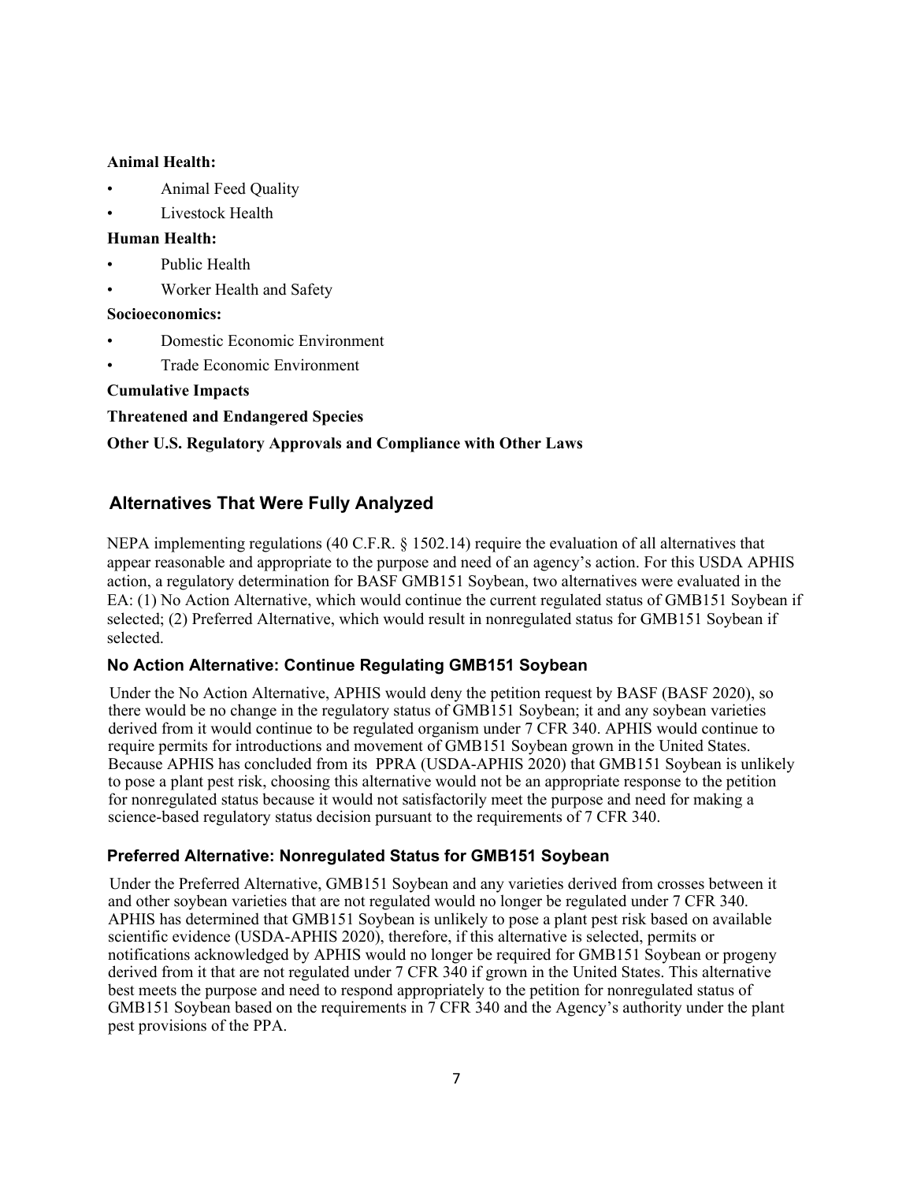**Animal Health:**

- Animal Feed Quality
- Livestock Health

**Human Health:**

- Public Health
- Worker Health and Safety

**Socioeconomics:**

- Domestic Economic Environment
- Trade Economic Environment

**Cumulative Impacts**

**Threatened and Endangered Species**

**Other U.S. Regulatory Approvals and Compliance with Other Laws**

## Alternatives That Were Fully Analyzed

NEPA implementing regulations (40 C.F.R. § 1502.14) require the evaluation of all alternatives that appear reasonable and appropriate to the purpose and need of an agency's action. For this USDA APHIS action, a regulatory determination for BASF GMB151 Soybean, two alternatives were evaluated in the EA: (1) No Action Alternative, which would continue the current regulated status of GMB151 Soybean if selected; (2) Preferred Alternative, which would result in nonregulated status for GMB151 Soybean if selected.

### No Action Alternative: Continue Regulating GMB151 Soybean

Under the No Action Alternative, APHIS would deny the petition request by BASF (BASF 2020), so there would be no change in the regulatory status of GMB151 Soybean; it and any soybean varieties derived from it would continue to be regulated organism under 7 CFR 340. APHIS would continue to require permits for introductions and movement of GMB151 Soybean grown in the United States. Because APHIS has concluded from its PPRA (USDA-APHIS 2020) that GMB151 Soybean is unlikely to pose a plant pest risk, choosing this alternative would not be an appropriate response to the petition for nonregulated status because it would not satisfactorily meet the purpose and need for making a science-based regulatory status decision pursuant to the requirements of 7 CFR 340.

### Preferred Alternative: Nonregulated Status for GMB151 Soybean

Under the Preferred Alternative, GMB151 Soybean and any varieties derived from crosses between it and other soybean varieties that are not regulated would no longer be regulated under 7 CFR 340. APHIS has determined that GMB151 Soybean is unlikely to pose a plant pest risk based on available scientific evidence (USDA-APHIS 2020), therefore, if this alternative is selected, permits or notifications acknowledged by APHIS would no longer be required for GMB151 Soybean or progeny derived from it that are not regulated under 7 CFR 340 if grown in the United States. This alternative best meets the purpose and need to respond appropriately to the petition for nonregulated status of GMB151 Soybean based on the requirements in 7 CFR 340 and the Agency's authority under the plant pest provisions of the PPA.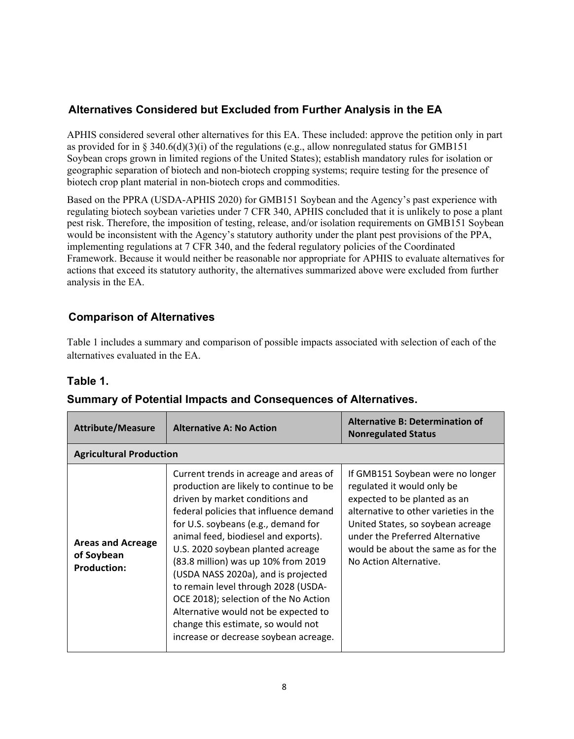## Alternatives Considered but Excluded from Further Analysis in the EA

APHIS considered several other alternatives for this EA. These included: approve the petition only in part as provided for in § 340.6(d)(3)(i) of the regulations (e.g., allow nonregulated status for GMB151 Soybean crops grown in limited regions of the United States); establish mandatory rules for isolation or geographic separation of biotech and non-biotech cropping systems; require testing for the presence of biotech crop plant material in non-biotech crops and commodities.

Based on the PPRA (USDA-APHIS 2020) for GMB151 Soybean and the Agency's past experience with regulating biotech soybean varieties under 7 CFR 340, APHIS concluded that it is unlikely to pose a plant pest risk. Therefore, the imposition of testing, release, and/or isolation requirements on GMB151 Soybean would be inconsistent with the Agency's statutory authority under the plant pest provisions of the PPA, implementing regulations at 7 CFR 340, and the federal regulatory policies of the Coordinated Framework. Because it would neither be reasonable nor appropriate for APHIS to evaluate alternatives for actions that exceed its statutory authority, the alternatives summarized above were excluded from further analysis in the EA.

## Comparison of Alternatives

Table 1 includes a summary and comparison of possible impacts associated with selection of each of the alternatives evaluated in the EA.

### Table 1.

### Summary of Potential Impacts and Consequences of Alternatives.

| Attribute/Measure | Alternative A: No Action | Alternative B: Determination of Nonregulated Status |
|---|---|---|
| **Agricultural Production** | | |
| **Areas and Acreage of Soybean Production:** | Current trends in acreage and areas of production are likely to continue to be driven by market conditions and federal policies that influence demand for U.S. soybeans (e.g., demand for animal feed, biodiesel and exports). U.S. 2020 soybean planted acreage (83.8 million) was up 10% from 2019 (USDA NASS 2020a), and is projected to remain level through 2028 (USDA-OCE 2018); selection of the No Action Alternative would not be expected to change this estimate, so would not increase or decrease soybean acreage. | If GMB151 Soybean were no longer regulated it would only be expected to be planted as an alternative to other varieties in the United States, so soybean acreage under the Preferred Alternative would be about the same as for the No Action Alternative. |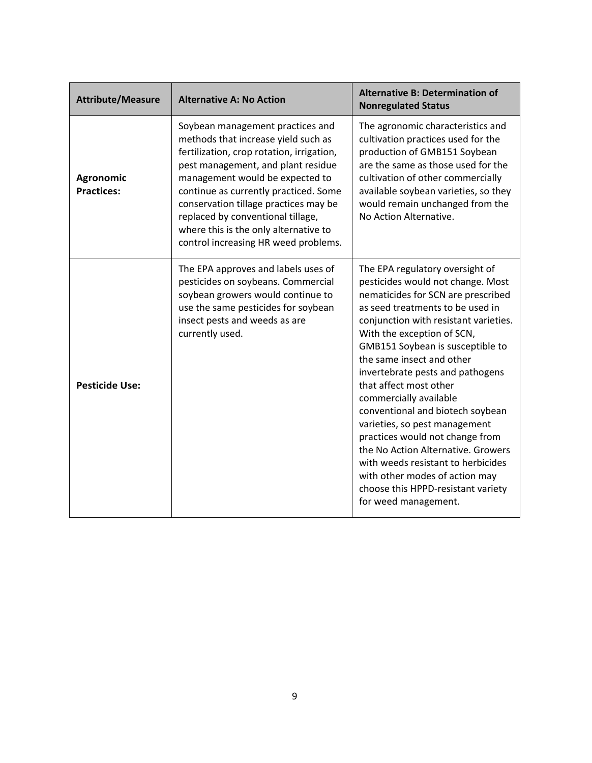| Attribute/Measure | Alternative A: No Action | Alternative B: Determination of Nonregulated Status |
|---|---|---|
| **Agronomic Practices:** | Soybean management practices and methods that increase yield such as fertilization, crop rotation, irrigation, pest management, and plant residue management would be expected to continue as currently practiced. Some conservation tillage practices may be replaced by conventional tillage, where this is the only alternative to control increasing HR weed problems. | The agronomic characteristics and cultivation practices used for the production of GMB151 Soybean are the same as those used for the cultivation of other commercially available soybean varieties, so they would remain unchanged from the No Action Alternative. |
| **Pesticide Use:** | The EPA approves and labels uses of pesticides on soybeans. Commercial soybean growers would continue to use the same pesticides for soybean insect pests and weeds as are currently used. | The EPA regulatory oversight of pesticides would not change. Most nematicides for SCN are prescribed as seed treatments to be used in conjunction with resistant varieties. With the exception of SCN, GMB151 Soybean is susceptible to the same insect and other invertebrate pests and pathogens that affect most other commercially available conventional and biotech soybean varieties, so pest management practices would not change from the No Action Alternative. Growers with weeds resistant to herbicides with other modes of action may choose this HPPD-resistant variety for weed management. |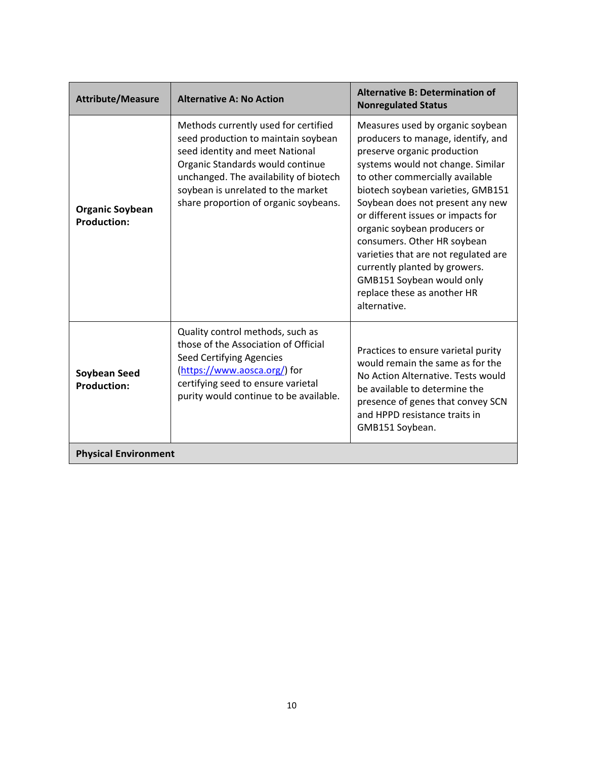| Attribute/Measure | Alternative A: No Action | Alternative B: Determination of Nonregulated Status |
|---|---|---|
| **Organic Soybean Production:** | Methods currently used for certified seed production to maintain soybean seed identity and meet National Organic Standards would continue unchanged. The availability of biotech soybean is unrelated to the market share proportion of organic soybeans. | Measures used by organic soybean producers to manage, identify, and preserve organic production systems would not change. Similar to other commercially available biotech soybean varieties, GMB151 Soybean does not present any new or different issues or impacts for organic soybean producers or consumers. Other HR soybean varieties that are not regulated are currently planted by growers. GMB151 Soybean would only replace these as another HR alternative. |
| **Soybean Seed Production:** | Quality control methods, such as those of the Association of Official Seed Certifying Agencies (https://www.aosca.org/) for certifying seed to ensure varietal purity would continue to be available. | Practices to ensure varietal purity would remain the same as for the No Action Alternative. Tests would be available to determine the presence of genes that convey SCN and HPPD resistance traits in GMB151 Soybean. |
| **Physical Environment** | | |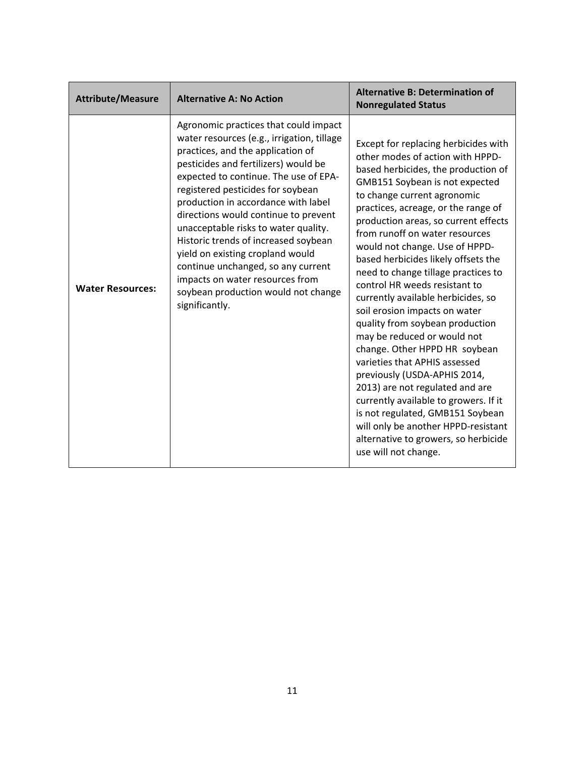| Attribute/Measure | Alternative A: No Action | Alternative B: Determination of Nonregulated Status |
|---|---|---|
| **Water Resources:** | Agronomic practices that could impact water resources (e.g., irrigation, tillage practices, and the application of pesticides and fertilizers) would be expected to continue. The use of EPA-registered pesticides for soybean production in accordance with label directions would continue to prevent unacceptable risks to water quality. Historic trends of increased soybean yield on existing cropland would continue unchanged, so any current impacts on water resources from soybean production would not change significantly. | Except for replacing herbicides with other modes of action with HPPD-based herbicides, the production of GMB151 Soybean is not expected to change current agronomic practices, acreage, or the range of production areas, so current effects from runoff on water resources would not change. Use of HPPD-based herbicides likely offsets the need to change tillage practices to control HR weeds resistant to currently available herbicides, so soil erosion impacts on water quality from soybean production may be reduced or would not change. Other HPPD HR soybean varieties that APHIS assessed previously (USDA-APHIS 2014, 2013) are not regulated and are currently available to growers. If it is not regulated, GMB151 Soybean will only be another HPPD-resistant alternative to growers, so herbicide use will not change. |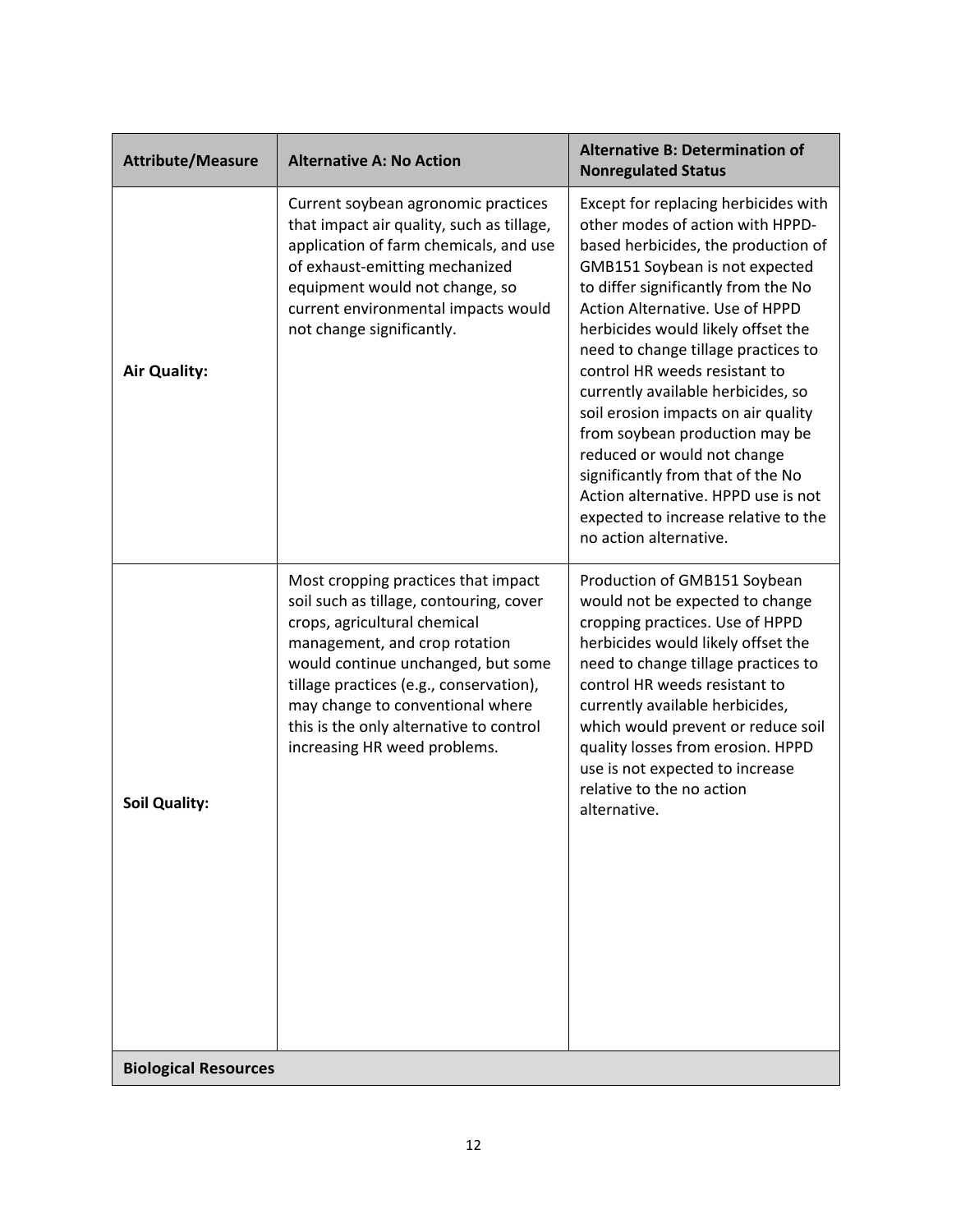| Attribute/Measure | Alternative A: No Action | Alternative B: Determination of Nonregulated Status |
|---|---|---|
| **Air Quality:** | Current soybean agronomic practices that impact air quality, such as tillage, application of farm chemicals, and use of exhaust-emitting mechanized equipment would not change, so current environmental impacts would not change significantly. | Except for replacing herbicides with other modes of action with HPPD-based herbicides, the production of GMB151 Soybean is not expected to differ significantly from the No Action Alternative. Use of HPPD herbicides would likely offset the need to change tillage practices to control HR weeds resistant to currently available herbicides, so soil erosion impacts on air quality from soybean production may be reduced or would not change significantly from that of the No Action alternative. HPPD use is not expected to increase relative to the no action alternative. |
| **Soil Quality:** | Most cropping practices that impact soil such as tillage, contouring, cover crops, agricultural chemical management, and crop rotation would continue unchanged, but some tillage practices (e.g., conservation), may change to conventional where this is the only alternative to control increasing HR weed problems. | Production of GMB151 Soybean would not be expected to change cropping practices. Use of HPPD herbicides would likely offset the need to change tillage practices to control HR weeds resistant to currently available herbicides, which would prevent or reduce soil quality losses from erosion. HPPD use is not expected to increase relative to the no action alternative. |
| **Biological Resources** | | |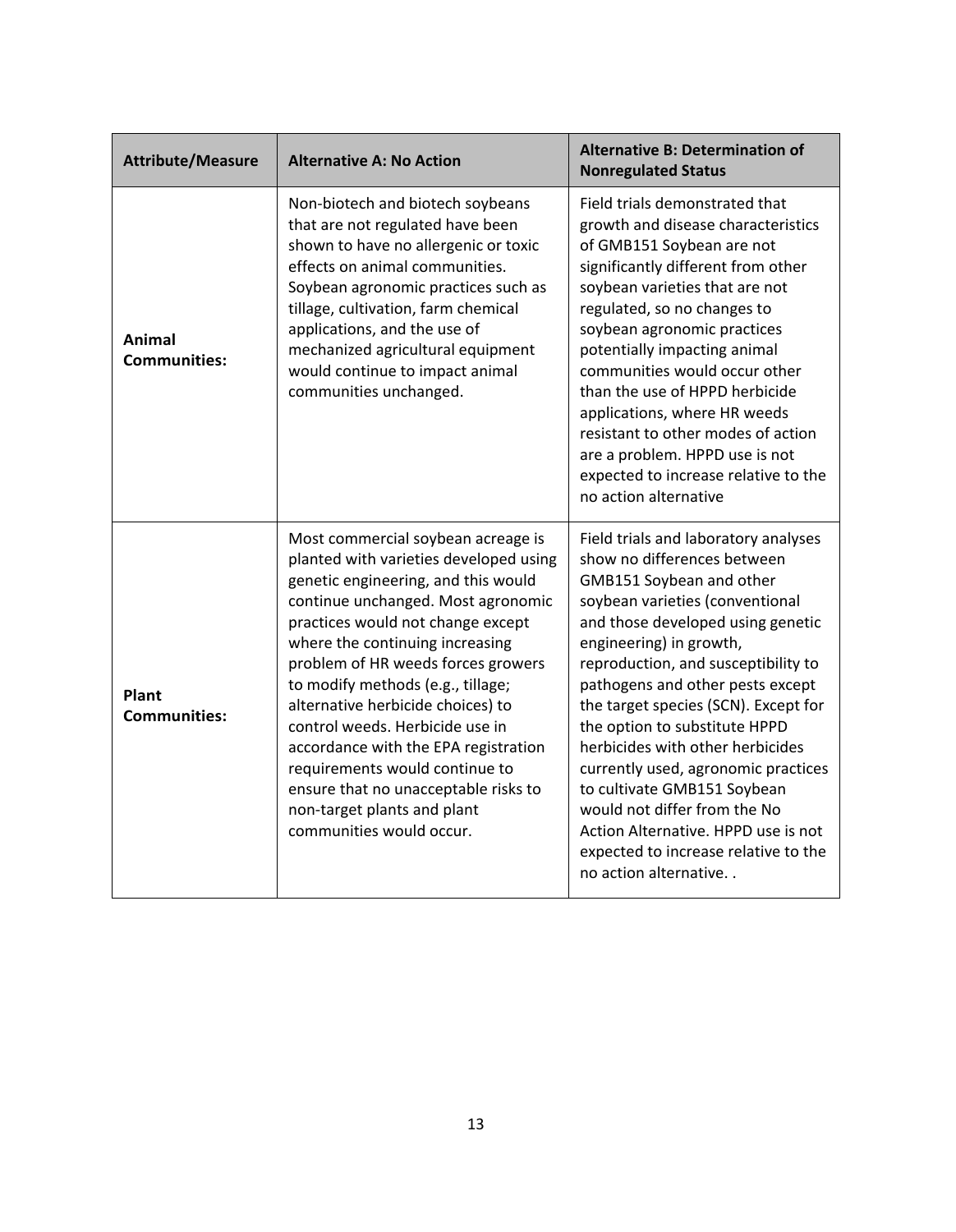| Attribute/Measure | Alternative A: No Action | Alternative B: Determination of Nonregulated Status |
|---|---|---|
| **Animal Communities:** | Non-biotech and biotech soybeans that are not regulated have been shown to have no allergenic or toxic effects on animal communities. Soybean agronomic practices such as tillage, cultivation, farm chemical applications, and the use of mechanized agricultural equipment would continue to impact animal communities unchanged. | Field trials demonstrated that growth and disease characteristics of GMB151 Soybean are not significantly different from other soybean varieties that are not regulated, so no changes to soybean agronomic practices potentially impacting animal communities would occur other than the use of HPPD herbicide applications, where HR weeds resistant to other modes of action are a problem. HPPD use is not expected to increase relative to the no action alternative |
| **Plant Communities:** | Most commercial soybean acreage is planted with varieties developed using genetic engineering, and this would continue unchanged. Most agronomic practices would not change except where the continuing increasing problem of HR weeds forces growers to modify methods (e.g., tillage; alternative herbicide choices) to control weeds. Herbicide use in accordance with the EPA registration requirements would continue to ensure that no unacceptable risks to non-target plants and plant communities would occur. | Field trials and laboratory analyses show no differences between GMB151 Soybean and other soybean varieties (conventional and those developed using genetic engineering) in growth, reproduction, and susceptibility to pathogens and other pests except the target species (SCN). Except for the option to substitute HPPD herbicides with other herbicides currently used, agronomic practices to cultivate GMB151 Soybean would not differ from the No Action Alternative. HPPD use is not expected to increase relative to the no action alternative. . |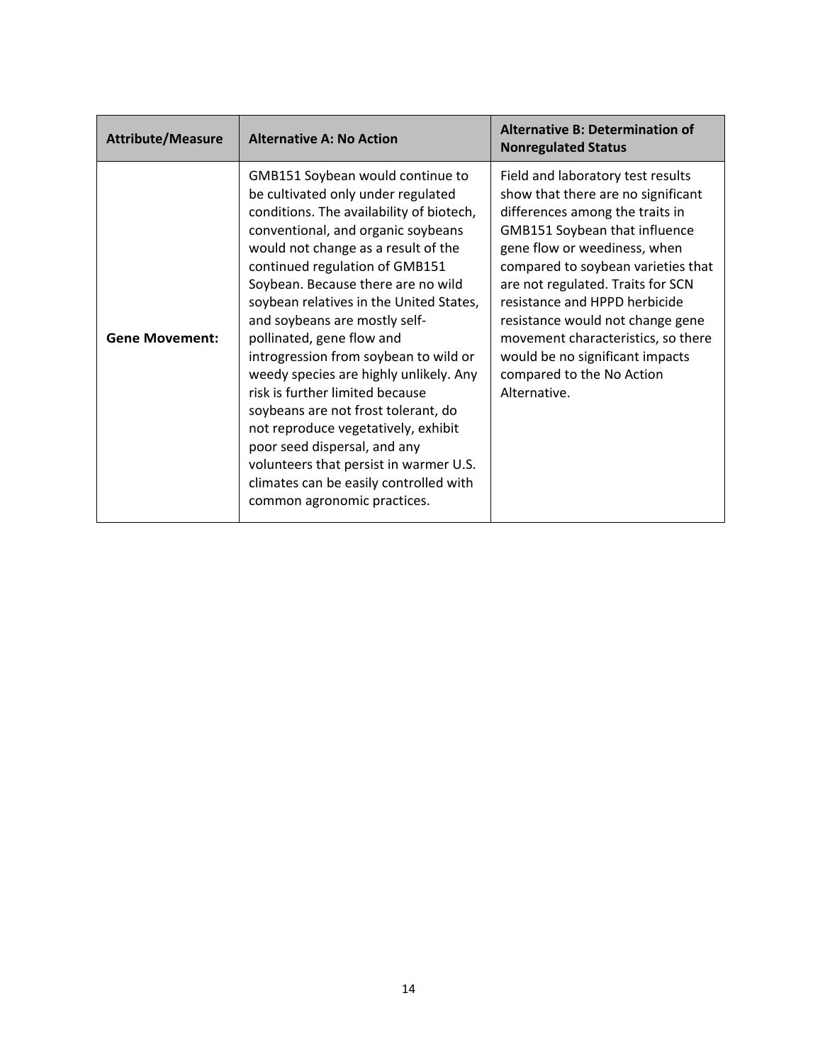| **Attribute/Measure** | **Alternative A: No Action** | **Alternative B: Determination of Nonregulated Status** |
| --- | --- | --- |
| **Gene Movement:** | GMB151 Soybean would continue to be cultivated only under regulated conditions. The availability of biotech, conventional, and organic soybeans would not change as a result of the continued regulation of GMB151 Soybean. Because there are no wild soybean relatives in the United States, and soybeans are mostly self-pollinated, gene flow and introgression from soybean to wild or weedy species are highly unlikely. Any risk is further limited because soybeans are not frost tolerant, do not reproduce vegetatively, exhibit poor seed dispersal, and any volunteers that persist in warmer U.S. climates can be easily controlled with common agronomic practices. | Field and laboratory test results show that there are no significant differences among the traits in GMB151 Soybean that influence gene flow or weediness, when compared to soybean varieties that are not regulated. Traits for SCN resistance and HPPD herbicide resistance would not change gene movement characteristics, so there would be no significant impacts compared to the No Action Alternative. |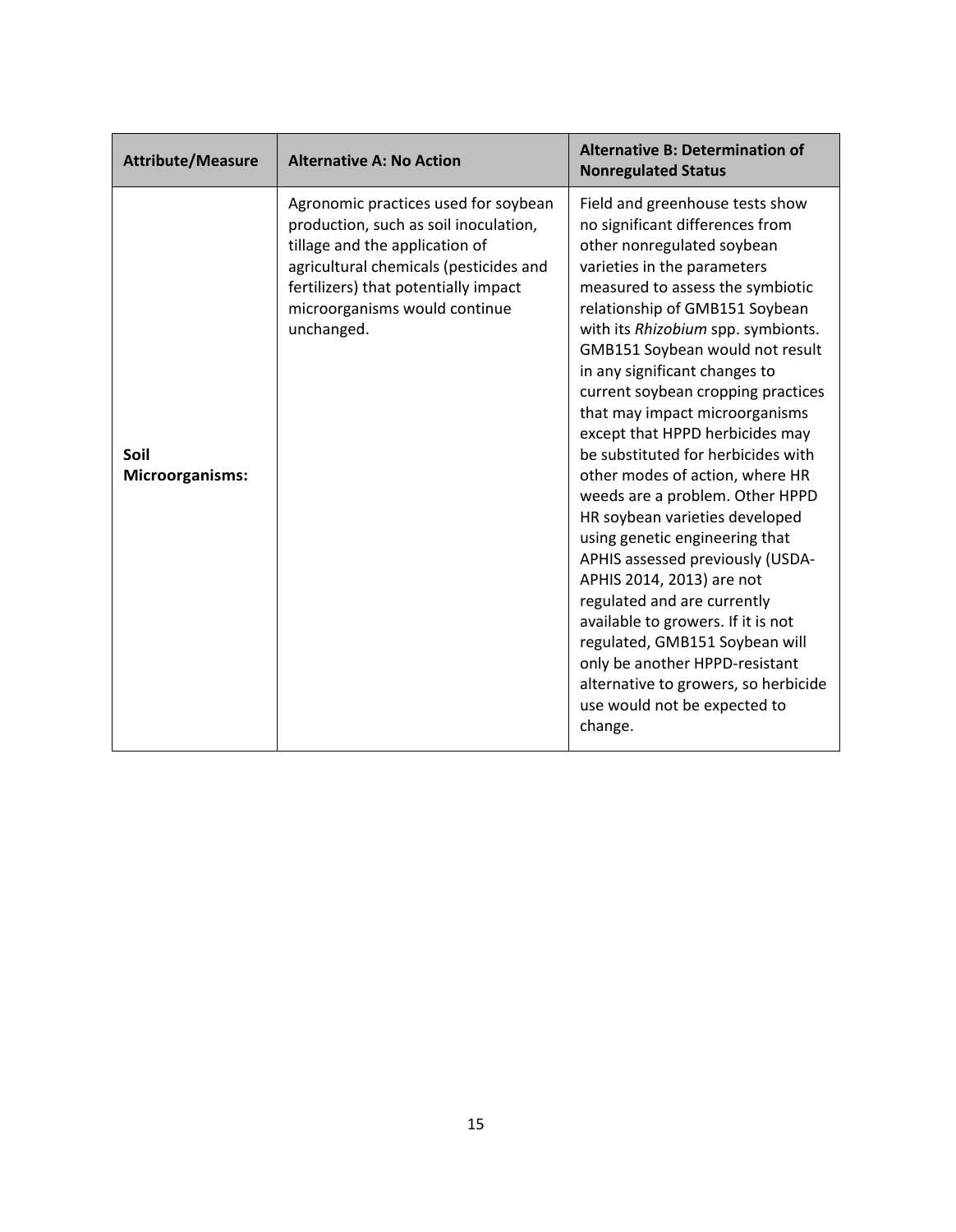| Attribute/Measure | Alternative A: No Action | Alternative B: Determination of Nonregulated Status |
|---|---|---|
| **Soil Microorganisms:** | Agronomic practices used for soybean production, such as soil inoculation, tillage and the application of agricultural chemicals (pesticides and fertilizers) that potentially impact microorganisms would continue unchanged. | Field and greenhouse tests show no significant differences from other nonregulated soybean varieties in the parameters measured to assess the symbiotic relationship of GMB151 Soybean with its *Rhizobium* spp. symbionts. GMB151 Soybean would not result in any significant changes to current soybean cropping practices that may impact microorganisms except that HPPD herbicides may be substituted for herbicides with other modes of action, where HR weeds are a problem. Other HPPD HR soybean varieties developed using genetic engineering that APHIS assessed previously (USDA-APHIS 2014, 2013) are not regulated and are currently available to growers. If it is not regulated, GMB151 Soybean will only be another HPPD-resistant alternative to growers, so herbicide use would not be expected to change. |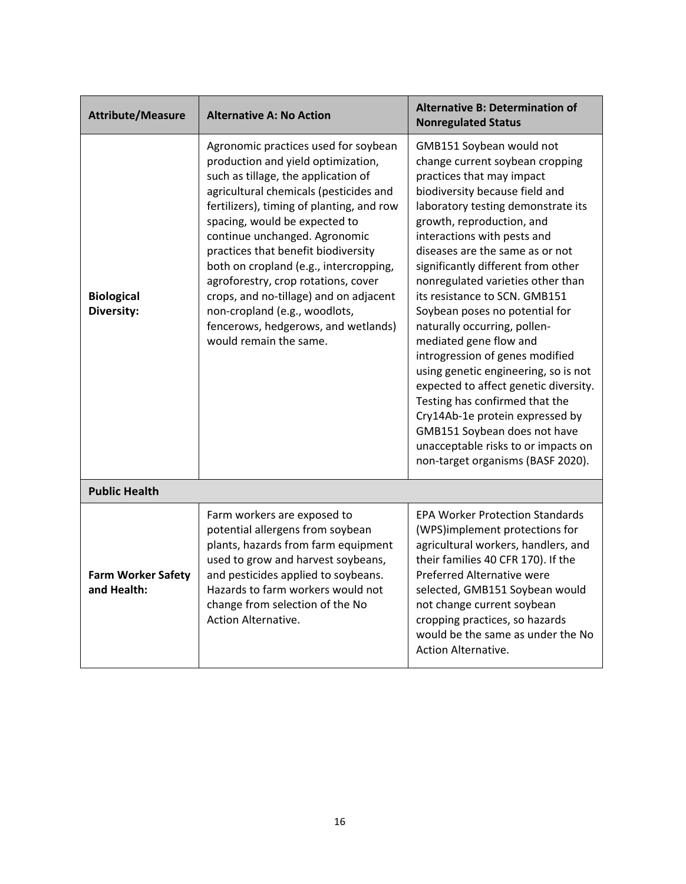| Attribute/Measure | Alternative A: No Action | Alternative B: Determination of Nonregulated Status |
|---|---|---|
| **Biological Diversity:** | Agronomic practices used for soybean production and yield optimization, such as tillage, the application of agricultural chemicals (pesticides and fertilizers), timing of planting, and row spacing, would be expected to continue unchanged. Agronomic practices that benefit biodiversity both on cropland (e.g., intercropping, agroforestry, crop rotations, cover crops, and no-tillage) and on adjacent non-cropland (e.g., woodlots, fencerows, hedgerows, and wetlands) would remain the same. | GMB151 Soybean would not change current soybean cropping practices that may impact biodiversity because field and laboratory testing demonstrate its growth, reproduction, and interactions with pests and diseases are the same as or not significantly different from other nonregulated varieties other than its resistance to SCN. GMB151 Soybean poses no potential for naturally occurring, pollen-mediated gene flow and introgression of genes modified using genetic engineering, so is not expected to affect genetic diversity. Testing has confirmed that the Cry14Ab-1e protein expressed by GMB151 Soybean does not have unacceptable risks to or impacts on non-target organisms (BASF 2020). |
| **Public Health** | | |
| **Farm Worker Safety and Health:** | Farm workers are exposed to potential allergens from soybean plants, hazards from farm equipment used to grow and harvest soybeans, and pesticides applied to soybeans. Hazards to farm workers would not change from selection of the No Action Alternative. | EPA Worker Protection Standards (WPS)implement protections for agricultural workers, handlers, and their families 40 CFR 170). If the Preferred Alternative were selected, GMB151 Soybean would not change current soybean cropping practices, so hazards would be the same as under the No Action Alternative. |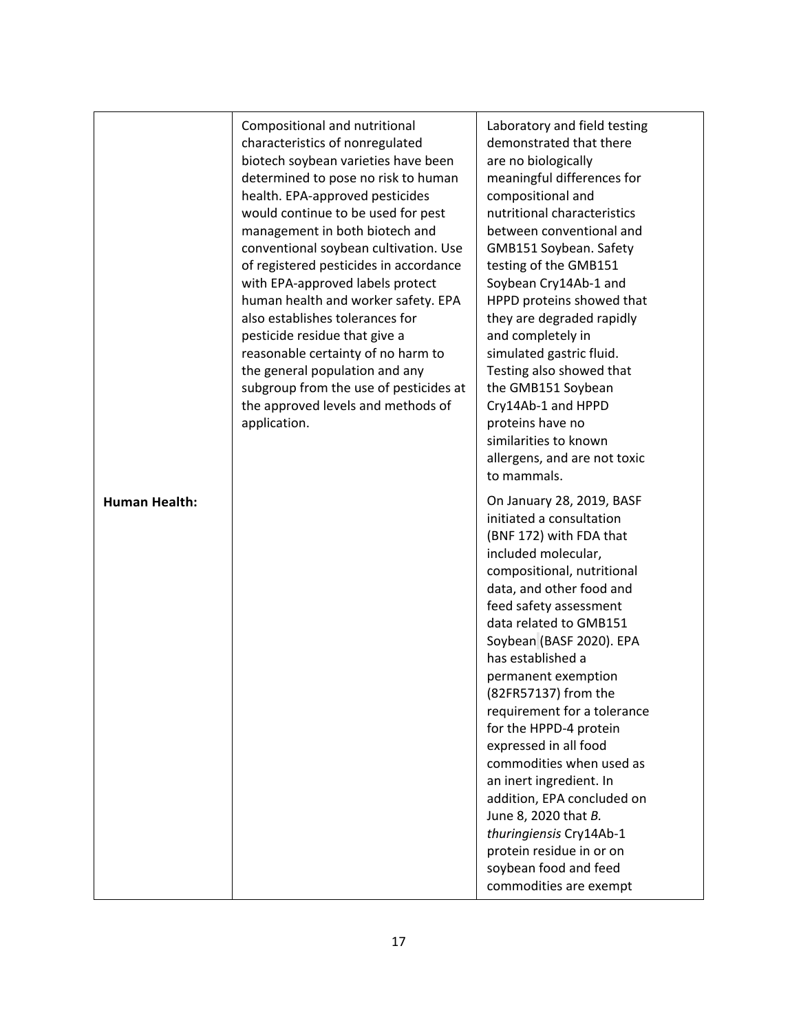| | | |
|---|---|---|
| **Human Health:** | Compositional and nutritional characteristics of nonregulated biotech soybean varieties have been determined to pose no risk to human health. EPA-approved pesticides would continue to be used for pest management in both biotech and conventional soybean cultivation. Use of registered pesticides in accordance with EPA-approved labels protect human health and worker safety. EPA also establishes tolerances for pesticide residue that give a reasonable certainty of no harm to the general population and any subgroup from the use of pesticides at the approved levels and methods of application. | Laboratory and field testing demonstrated that there are no biologically meaningful differences for compositional and nutritional characteristics between conventional and GMB151 Soybean. Safety testing of the GMB151 Soybean Cry14Ab-1 and HPPD proteins showed that they are degraded rapidly and completely in simulated gastric fluid. Testing also showed that the GMB151 Soybean Cry14Ab-1 and HPPD proteins have no similarities to known allergens, and are not toxic to mammals.<br><br>On January 28, 2019, BASF initiated a consultation (BNF 172) with FDA that included molecular, compositional, nutritional data, and other food and feed safety assessment data related to GMB151 Soybean (BASF 2020). EPA has established a permanent exemption (82FR57137) from the requirement for a tolerance for the HPPD-4 protein expressed in all food commodities when used as an inert ingredient. In addition, EPA concluded on June 8, 2020 that *B. thuringiensis* Cry14Ab-1 protein residue in or on soybean food and feed commodities are exempt |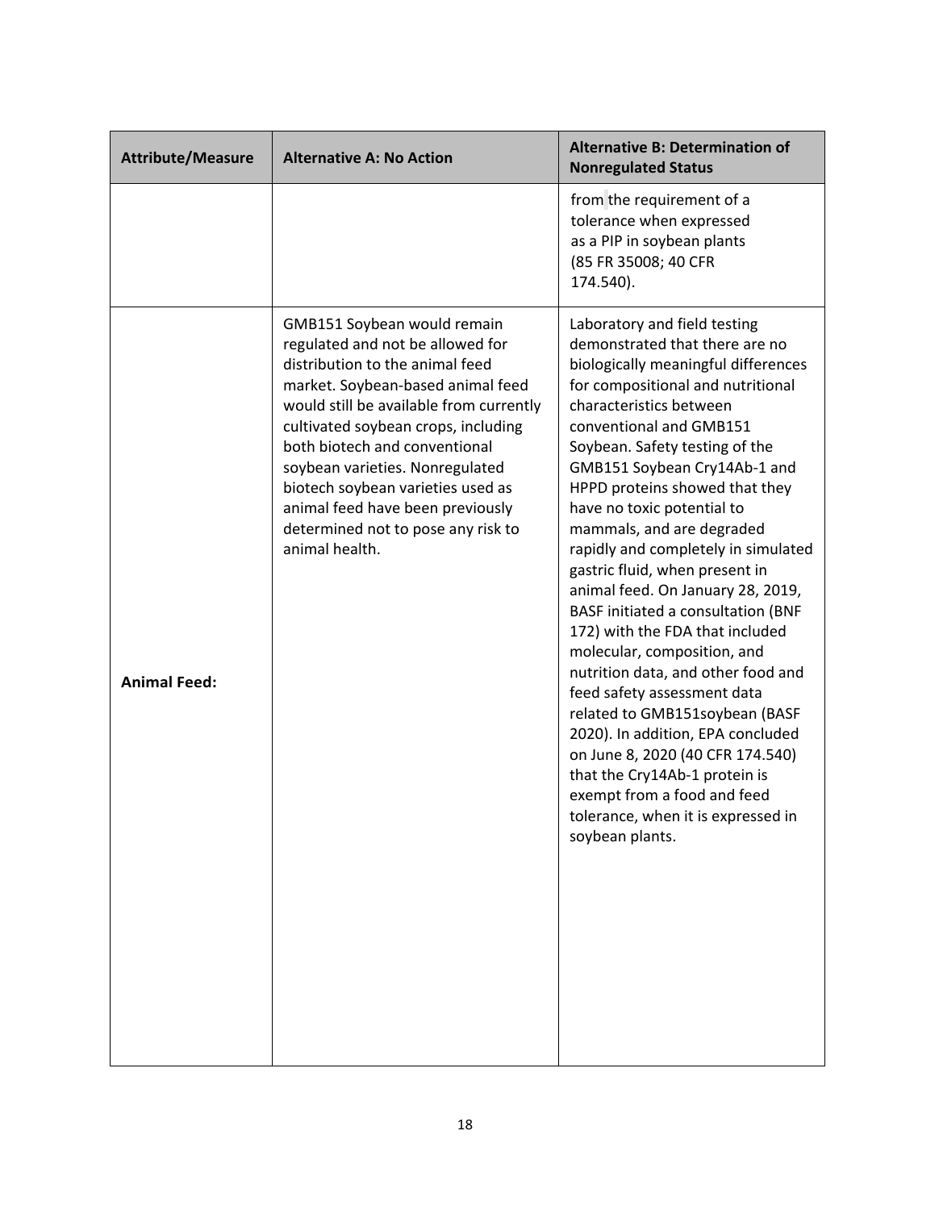| Attribute/Measure | Alternative A: No Action | Alternative B: Determination of Nonregulated Status |
|---|---|---|
| | | from the requirement of a tolerance when expressed as a PIP in soybean plants (85 FR 35008; 40 CFR 174.540). |
| **Animal Feed:** | GMB151 Soybean would remain regulated and not be allowed for distribution to the animal feed market. Soybean-based animal feed would still be available from currently cultivated soybean crops, including both biotech and conventional soybean varieties. Nonregulated biotech soybean varieties used as animal feed have been previously determined not to pose any risk to animal health. | Laboratory and field testing demonstrated that there are no biologically meaningful differences for compositional and nutritional characteristics between conventional and GMB151 Soybean. Safety testing of the GMB151 Soybean Cry14Ab-1 and HPPD proteins showed that they have no toxic potential to mammals, and are degraded rapidly and completely in simulated gastric fluid, when present in animal feed. On January 28, 2019, BASF initiated a consultation (BNF 172) with the FDA that included molecular, composition, and nutrition data, and other food and feed safety assessment data related to GMB151soybean (BASF 2020). In addition, EPA concluded on June 8, 2020 (40 CFR 174.540) that the Cry14Ab-1 protein is exempt from a food and feed tolerance, when it is expressed in soybean plants. |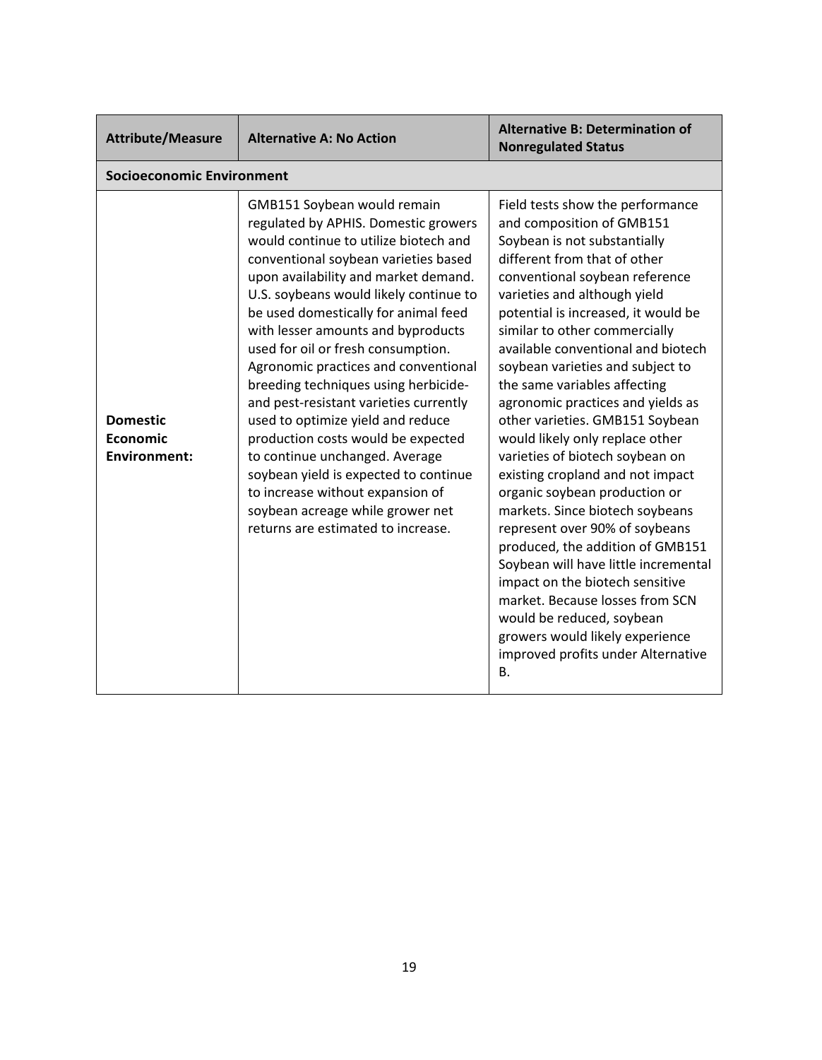| Attribute/Measure | Alternative A: No Action | Alternative B: Determination of Nonregulated Status |
|---|---|---|
| **Socioeconomic Environment** | | |
| **Domestic Economic Environment:** | GMB151 Soybean would remain regulated by APHIS. Domestic growers would continue to utilize biotech and conventional soybean varieties based upon availability and market demand. U.S. soybeans would likely continue to be used domestically for animal feed with lesser amounts and byproducts used for oil or fresh consumption. Agronomic practices and conventional breeding techniques using herbicide- and pest-resistant varieties currently used to optimize yield and reduce production costs would be expected to continue unchanged. Average soybean yield is expected to continue to increase without expansion of soybean acreage while grower net returns are estimated to increase. | Field tests show the performance and composition of GMB151 Soybean is not substantially different from that of other conventional soybean reference varieties and although yield potential is increased, it would be similar to other commercially available conventional and biotech soybean varieties and subject to the same variables affecting agronomic practices and yields as other varieties. GMB151 Soybean would likely only replace other varieties of biotech soybean on existing cropland and not impact organic soybean production or markets. Since biotech soybeans represent over 90% of soybeans produced, the addition of GMB151 Soybean will have little incremental impact on the biotech sensitive market. Because losses from SCN would be reduced, soybean growers would likely experience improved profits under Alternative B. |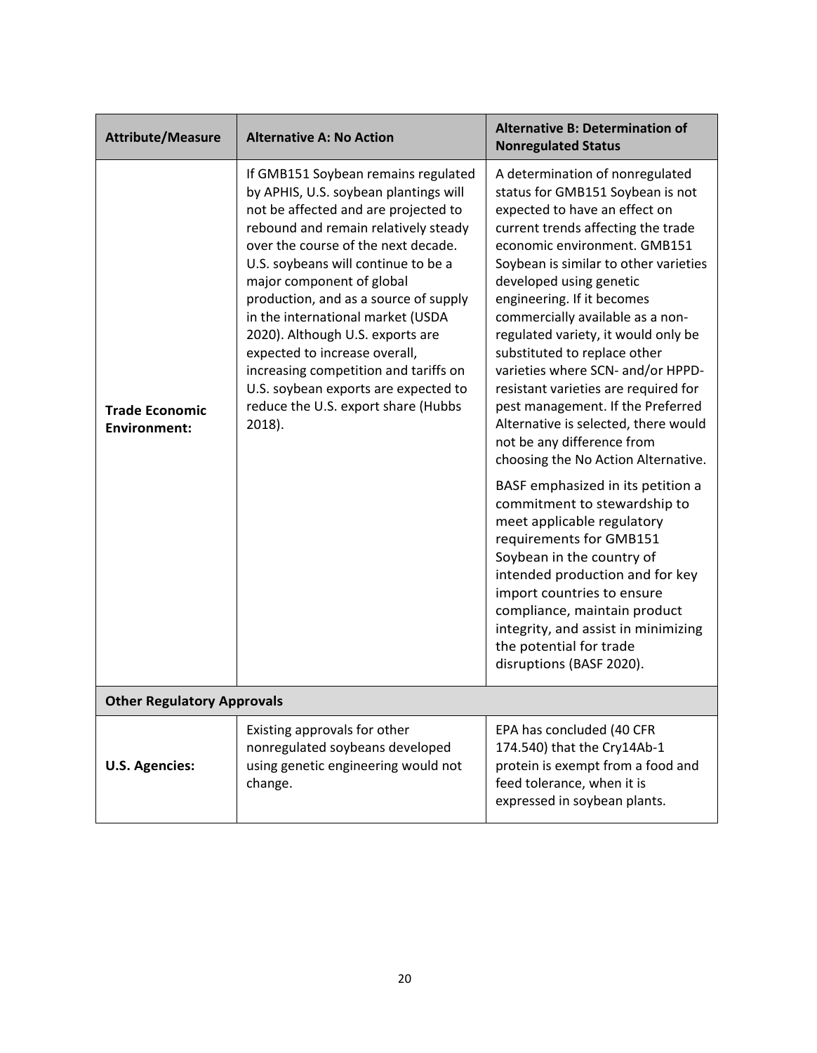| Attribute/Measure | Alternative A: No Action | Alternative B: Determination of Nonregulated Status |
|---|---|---|
| **Trade Economic Environment:** | If GMB151 Soybean remains regulated by APHIS, U.S. soybean plantings will not be affected and are projected to rebound and remain relatively steady over the course of the next decade. U.S. soybeans will continue to be a major component of global production, and as a source of supply in the international market (USDA 2020). Although U.S. exports are expected to increase overall, increasing competition and tariffs on U.S. soybean exports are expected to reduce the U.S. export share (Hubbs 2018). | A determination of nonregulated status for GMB151 Soybean is not expected to have an effect on current trends affecting the trade economic environment. GMB151 Soybean is similar to other varieties developed using genetic engineering. If it becomes commercially available as a non-regulated variety, it would only be substituted to replace other varieties where SCN- and/or HPPD-resistant varieties are required for pest management. If the Preferred Alternative is selected, there would not be any difference from choosing the No Action Alternative.<br><br>BASF emphasized in its petition a commitment to stewardship to meet applicable regulatory requirements for GMB151 Soybean in the country of intended production and for key import countries to ensure compliance, maintain product integrity, and assist in minimizing the potential for trade disruptions (BASF 2020). |
| **Other Regulatory Approvals** | | |
| **U.S. Agencies:** | Existing approvals for other nonregulated soybeans developed using genetic engineering would not change. | EPA has concluded (40 CFR 174.540) that the Cry14Ab-1 protein is exempt from a food and feed tolerance, when it is expressed in soybean plants. |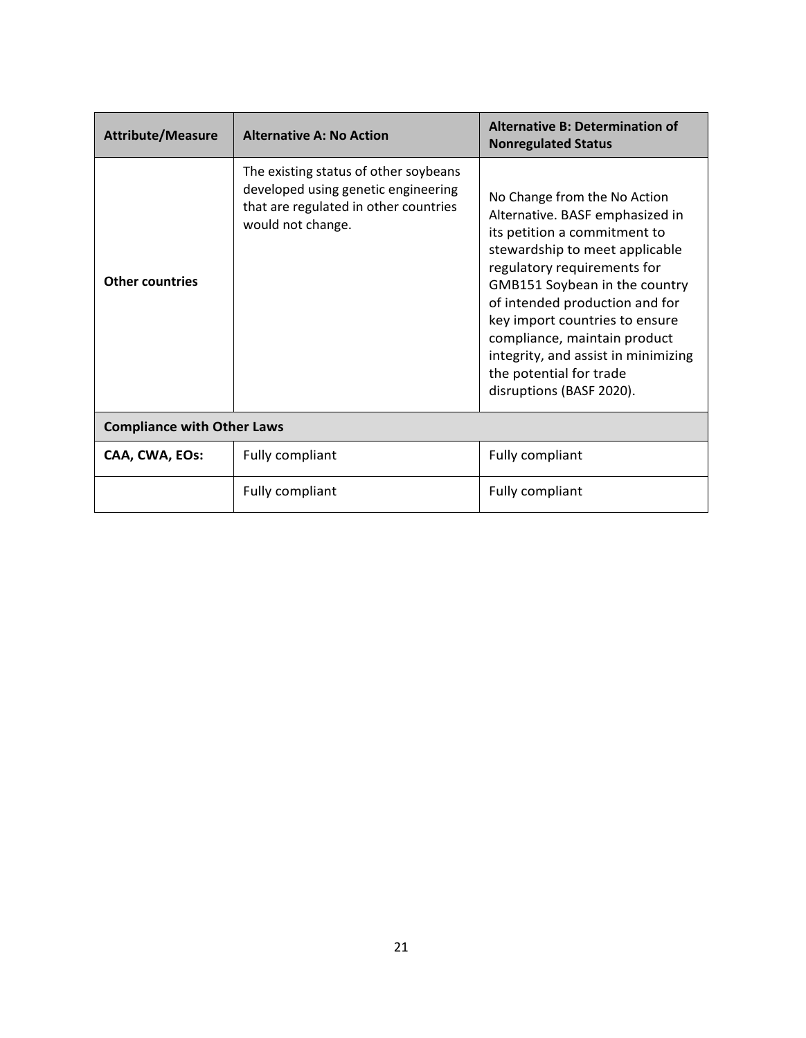| Attribute/Measure | Alternative A: No Action | Alternative B: Determination of Nonregulated Status |
|---|---|---|
| **Other countries** | The existing status of other soybeans developed using genetic engineering that are regulated in other countries would not change. | No Change from the No Action Alternative. BASF emphasized in its petition a commitment to stewardship to meet applicable regulatory requirements for GMB151 Soybean in the country of intended production and for key import countries to ensure compliance, maintain product integrity, and assist in minimizing the potential for trade disruptions (BASF 2020). |
| **Compliance with Other Laws** | | |
| **CAA, CWA, EOs:** | Fully compliant | Fully compliant |
| | Fully compliant | Fully compliant |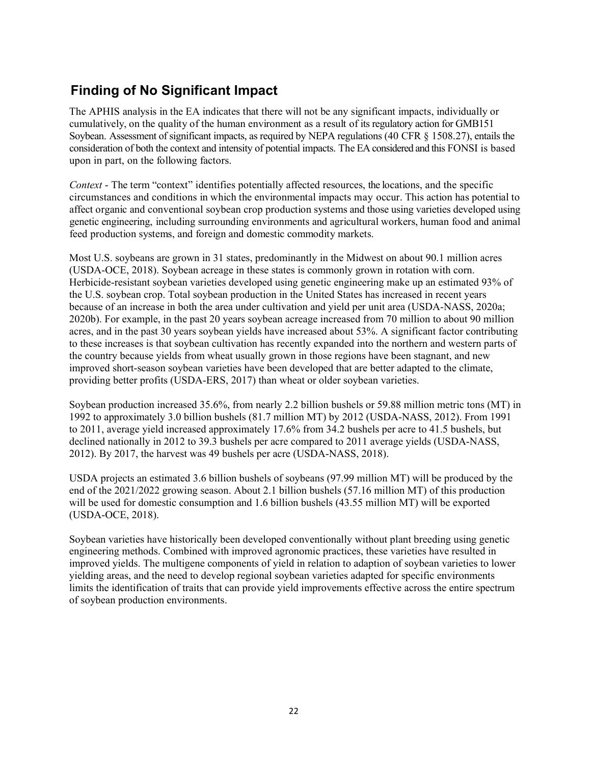## Finding of No Significant Impact

The APHIS analysis in the EA indicates that there will not be any significant impacts, individually or cumulatively, on the quality of the human environment as a result of its regulatory action for GMB151 Soybean. Assessment of significant impacts, as required by NEPA regulations (40 CFR § 1508.27), entails the consideration of both the context and intensity of potential impacts. The EA considered and this FONSI is based upon in part, on the following factors.

*Context* - The term "context" identifies potentially affected resources, the locations, and the specific circumstances and conditions in which the environmental impacts may occur. This action has potential to affect organic and conventional soybean crop production systems and those using varieties developed using genetic engineering, including surrounding environments and agricultural workers, human food and animal feed production systems, and foreign and domestic commodity markets.

Most U.S. soybeans are grown in 31 states, predominantly in the Midwest on about 90.1 million acres (USDA-OCE, 2018). Soybean acreage in these states is commonly grown in rotation with corn. Herbicide-resistant soybean varieties developed using genetic engineering make up an estimated 93% of the U.S. soybean crop. Total soybean production in the United States has increased in recent years because of an increase in both the area under cultivation and yield per unit area (USDA-NASS, 2020a; 2020b). For example, in the past 20 years soybean acreage increased from 70 million to about 90 million acres, and in the past 30 years soybean yields have increased about 53%. A significant factor contributing to these increases is that soybean cultivation has recently expanded into the northern and western parts of the country because yields from wheat usually grown in those regions have been stagnant, and new improved short-season soybean varieties have been developed that are better adapted to the climate, providing better profits (USDA-ERS, 2017) than wheat or older soybean varieties.

Soybean production increased 35.6%, from nearly 2.2 billion bushels or 59.88 million metric tons (MT) in 1992 to approximately 3.0 billion bushels (81.7 million MT) by 2012 (USDA-NASS, 2012). From 1991 to 2011, average yield increased approximately 17.6% from 34.2 bushels per acre to 41.5 bushels, but declined nationally in 2012 to 39.3 bushels per acre compared to 2011 average yields (USDA-NASS, 2012). By 2017, the harvest was 49 bushels per acre (USDA-NASS, 2018).

USDA projects an estimated 3.6 billion bushels of soybeans (97.99 million MT) will be produced by the end of the 2021/2022 growing season. About 2.1 billion bushels (57.16 million MT) of this production will be used for domestic consumption and 1.6 billion bushels (43.55 million MT) will be exported (USDA-OCE, 2018).

Soybean varieties have historically been developed conventionally without plant breeding using genetic engineering methods. Combined with improved agronomic practices, these varieties have resulted in improved yields. The multigene components of yield in relation to adaption of soybean varieties to lower yielding areas, and the need to develop regional soybean varieties adapted for specific environments limits the identification of traits that can provide yield improvements effective across the entire spectrum of soybean production environments.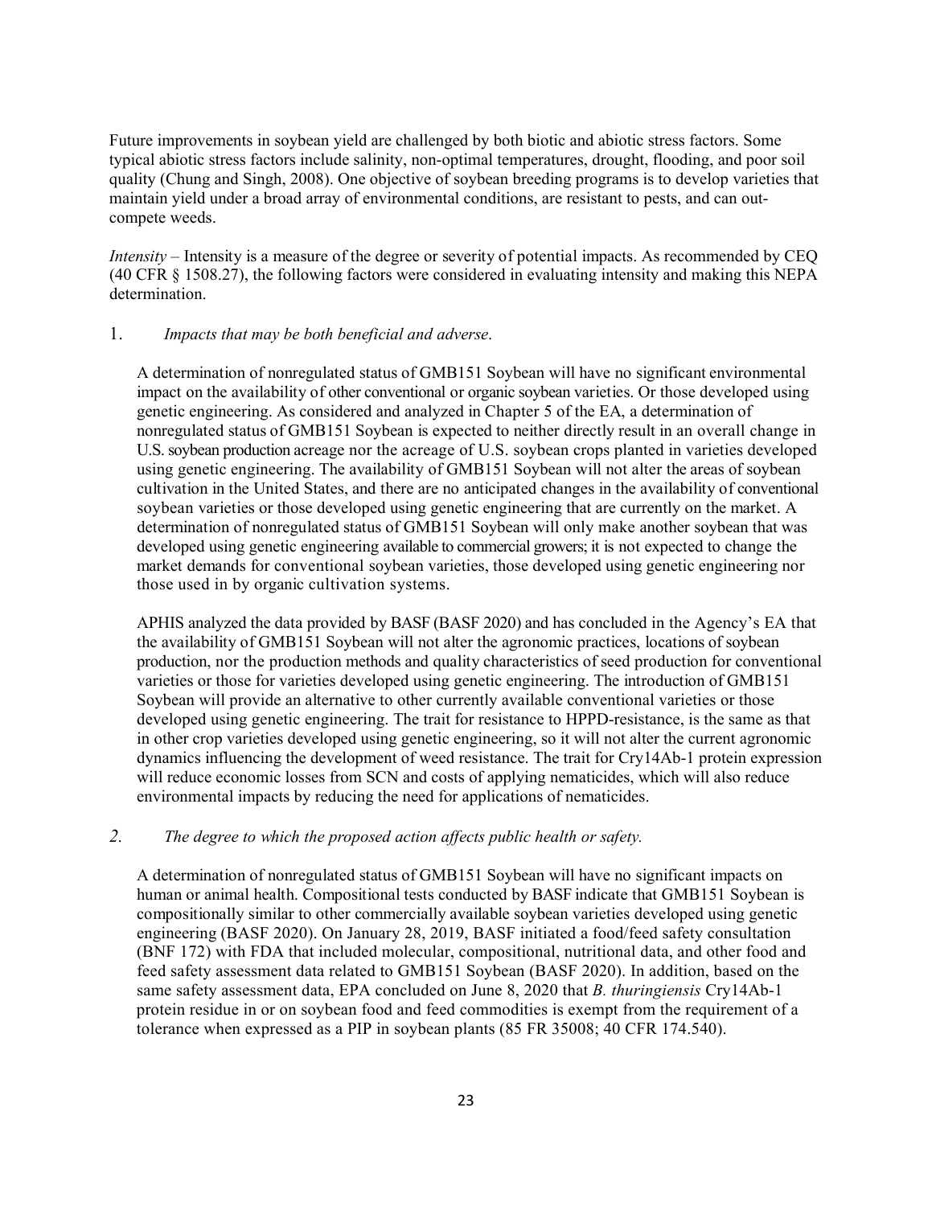Future improvements in soybean yield are challenged by both biotic and abiotic stress factors. Some typical abiotic stress factors include salinity, non-optimal temperatures, drought, flooding, and poor soil quality (Chung and Singh, 2008). One objective of soybean breeding programs is to develop varieties that maintain yield under a broad array of environmental conditions, are resistant to pests, and can out-compete weeds.

*Intensity* – Intensity is a measure of the degree or severity of potential impacts. As recommended by CEQ (40 CFR § 1508.27), the following factors were considered in evaluating intensity and making this NEPA determination.

1. *Impacts that may be both beneficial and adverse*.

   A determination of nonregulated status of GMB151 Soybean will have no significant environmental impact on the availability of other conventional or organic soybean varieties. Or those developed using genetic engineering. As considered and analyzed in Chapter 5 of the EA, a determination of nonregulated status of GMB151 Soybean is expected to neither directly result in an overall change in U.S. soybean production acreage nor the acreage of U.S. soybean crops planted in varieties developed using genetic engineering. The availability of GMB151 Soybean will not alter the areas of soybean cultivation in the United States, and there are no anticipated changes in the availability of conventional soybean varieties or those developed using genetic engineering that are currently on the market. A determination of nonregulated status of GMB151 Soybean will only make another soybean that was developed using genetic engineering available to commercial growers; it is not expected to change the market demands for conventional soybean varieties, those developed using genetic engineering nor those used in by organic cultivation systems.

   APHIS analyzed the data provided by BASF (BASF 2020) and has concluded in the Agency's EA that the availability of GMB151 Soybean will not alter the agronomic practices, locations of soybean production, nor the production methods and quality characteristics of seed production for conventional varieties or those for varieties developed using genetic engineering. The introduction of GMB151 Soybean will provide an alternative to other currently available conventional varieties or those developed using genetic engineering. The trait for resistance to HPPD-resistance, is the same as that in other crop varieties developed using genetic engineering, so it will not alter the current agronomic dynamics influencing the development of weed resistance. The trait for Cry14Ab-1 protein expression will reduce economic losses from SCN and costs of applying nematicides, which will also reduce environmental impacts by reducing the need for applications of nematicides.

2. *The degree to which the proposed action affects public health or safety.*

   A determination of nonregulated status of GMB151 Soybean will have no significant impacts on human or animal health. Compositional tests conducted by BASF indicate that GMB151 Soybean is compositionally similar to other commercially available soybean varieties developed using genetic engineering (BASF 2020). On January 28, 2019, BASF initiated a food/feed safety consultation (BNF 172) with FDA that included molecular, compositional, nutritional data, and other food and feed safety assessment data related to GMB151 Soybean (BASF 2020). In addition, based on the same safety assessment data, EPA concluded on June 8, 2020 that *B. thuringiensis* Cry14Ab-1 protein residue in or on soybean food and feed commodities is exempt from the requirement of a tolerance when expressed as a PIP in soybean plants (85 FR 35008; 40 CFR 174.540).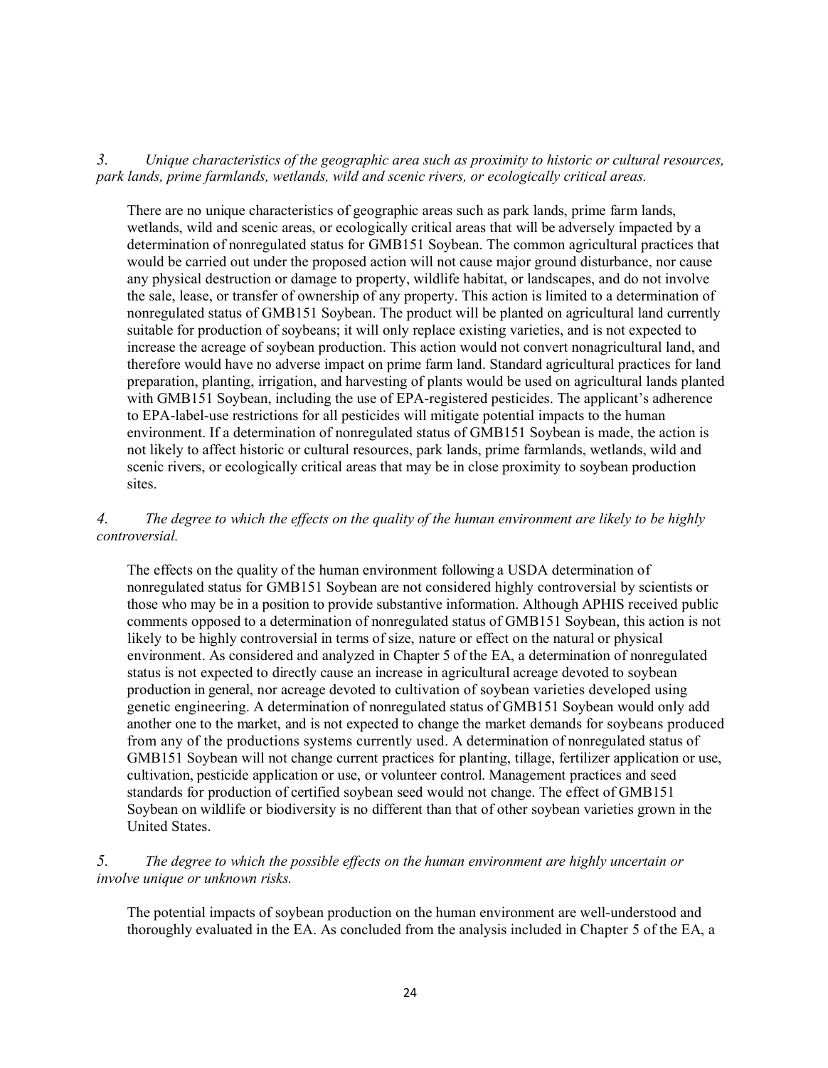*3. Unique characteristics of the geographic area such as proximity to historic or cultural resources, park lands, prime farmlands, wetlands, wild and scenic rivers, or ecologically critical areas.*

There are no unique characteristics of geographic areas such as park lands, prime farm lands, wetlands, wild and scenic areas, or ecologically critical areas that will be adversely impacted by a determination of nonregulated status for GMB151 Soybean. The common agricultural practices that would be carried out under the proposed action will not cause major ground disturbance, nor cause any physical destruction or damage to property, wildlife habitat, or landscapes, and do not involve the sale, lease, or transfer of ownership of any property. This action is limited to a determination of nonregulated status of GMB151 Soybean. The product will be planted on agricultural land currently suitable for production of soybeans; it will only replace existing varieties, and is not expected to increase the acreage of soybean production. This action would not convert nonagricultural land, and therefore would have no adverse impact on prime farm land. Standard agricultural practices for land preparation, planting, irrigation, and harvesting of plants would be used on agricultural lands planted with GMB151 Soybean, including the use of EPA-registered pesticides. The applicant's adherence to EPA-label-use restrictions for all pesticides will mitigate potential impacts to the human environment. If a determination of nonregulated status of GMB151 Soybean is made, the action is not likely to affect historic or cultural resources, park lands, prime farmlands, wetlands, wild and scenic rivers, or ecologically critical areas that may be in close proximity to soybean production sites.

*4. The degree to which the effects on the quality of the human environment are likely to be highly controversial.*

The effects on the quality of the human environment following a USDA determination of nonregulated status for GMB151 Soybean are not considered highly controversial by scientists or those who may be in a position to provide substantive information. Although APHIS received public comments opposed to a determination of nonregulated status of GMB151 Soybean, this action is not likely to be highly controversial in terms of size, nature or effect on the natural or physical environment. As considered and analyzed in Chapter 5 of the EA, a determination of nonregulated status is not expected to directly cause an increase in agricultural acreage devoted to soybean production in general, nor acreage devoted to cultivation of soybean varieties developed using genetic engineering. A determination of nonregulated status of GMB151 Soybean would only add another one to the market, and is not expected to change the market demands for soybeans produced from any of the productions systems currently used. A determination of nonregulated status of GMB151 Soybean will not change current practices for planting, tillage, fertilizer application or use, cultivation, pesticide application or use, or volunteer control. Management practices and seed standards for production of certified soybean seed would not change. The effect of GMB151 Soybean on wildlife or biodiversity is no different than that of other soybean varieties grown in the United States.

*5. The degree to which the possible effects on the human environment are highly uncertain or involve unique or unknown risks.*

The potential impacts of soybean production on the human environment are well-understood and thoroughly evaluated in the EA. As concluded from the analysis included in Chapter 5 of the EA, a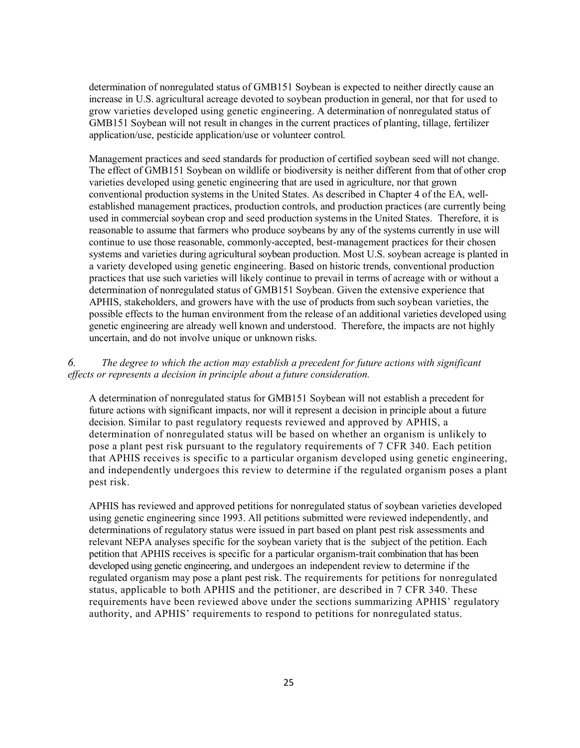determination of nonregulated status of GMB151 Soybean is expected to neither directly cause an increase in U.S. agricultural acreage devoted to soybean production in general, nor that for used to grow varieties developed using genetic engineering. A determination of nonregulated status of GMB151 Soybean will not result in changes in the current practices of planting, tillage, fertilizer application/use, pesticide application/use or volunteer control.

Management practices and seed standards for production of certified soybean seed will not change. The effect of GMB151 Soybean on wildlife or biodiversity is neither different from that of other crop varieties developed using genetic engineering that are used in agriculture, nor that grown conventional production systems in the United States. As described in Chapter 4 of the EA, well-established management practices, production controls, and production practices (are currently being used in commercial soybean crop and seed production systems in the United States. Therefore, it is reasonable to assume that farmers who produce soybeans by any of the systems currently in use will continue to use those reasonable, commonly-accepted, best-management practices for their chosen systems and varieties during agricultural soybean production. Most U.S. soybean acreage is planted in a variety developed using genetic engineering. Based on historic trends, conventional production practices that use such varieties will likely continue to prevail in terms of acreage with or without a determination of nonregulated status of GMB151 Soybean. Given the extensive experience that APHIS, stakeholders, and growers have with the use of products from such soybean varieties, the possible effects to the human environment from the release of an additional varieties developed using genetic engineering are already well known and understood. Therefore, the impacts are not highly uncertain, and do not involve unique or unknown risks.

*6. The degree to which the action may establish a precedent for future actions with significant effects or represents a decision in principle about a future consideration.*

A determination of nonregulated status for GMB151 Soybean will not establish a precedent for future actions with significant impacts, nor will it represent a decision in principle about a future decision. Similar to past regulatory requests reviewed and approved by APHIS, a determination of nonregulated status will be based on whether an organism is unlikely to pose a plant pest risk pursuant to the regulatory requirements of 7 CFR 340. Each petition that APHIS receives is specific to a particular organism developed using genetic engineering, and independently undergoes this review to determine if the regulated organism poses a plant pest risk.

APHIS has reviewed and approved petitions for nonregulated status of soybean varieties developed using genetic engineering since 1993. All petitions submitted were reviewed independently, and determinations of regulatory status were issued in part based on plant pest risk assessments and relevant NEPA analyses specific for the soybean variety that is the subject of the petition. Each petition that APHIS receives is specific for a particular organism-trait combination that has been developed using genetic engineering, and undergoes an independent review to determine if the regulated organism may pose a plant pest risk. The requirements for petitions for nonregulated status, applicable to both APHIS and the petitioner, are described in 7 CFR 340. These requirements have been reviewed above under the sections summarizing APHIS' regulatory authority, and APHIS' requirements to respond to petitions for nonregulated status.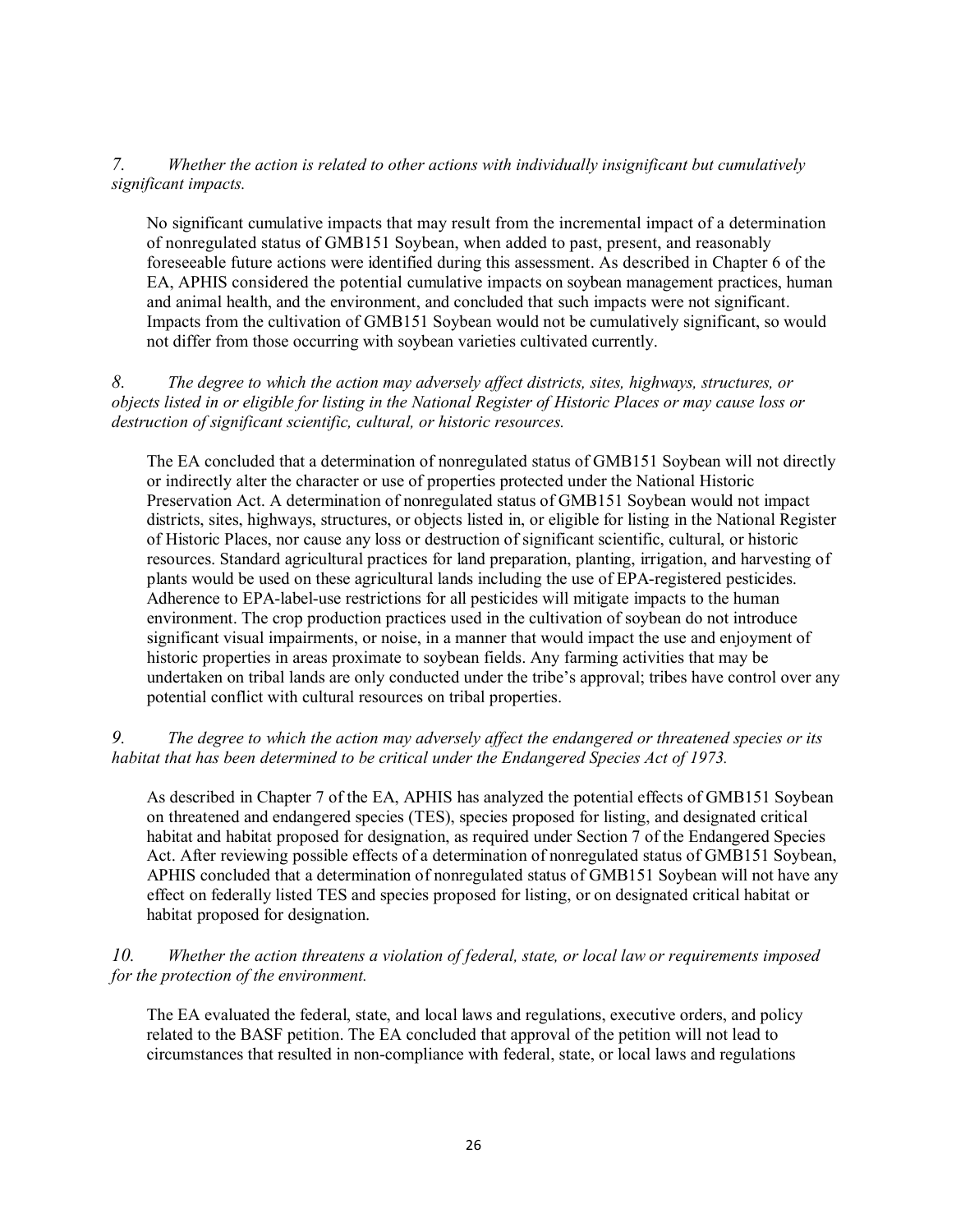*7. Whether the action is related to other actions with individually insignificant but cumulatively significant impacts.*

No significant cumulative impacts that may result from the incremental impact of a determination of nonregulated status of GMB151 Soybean, when added to past, present, and reasonably foreseeable future actions were identified during this assessment. As described in Chapter 6 of the EA, APHIS considered the potential cumulative impacts on soybean management practices, human and animal health, and the environment, and concluded that such impacts were not significant. Impacts from the cultivation of GMB151 Soybean would not be cumulatively significant, so would not differ from those occurring with soybean varieties cultivated currently.

*8. The degree to which the action may adversely affect districts, sites, highways, structures, or objects listed in or eligible for listing in the National Register of Historic Places or may cause loss or destruction of significant scientific, cultural, or historic resources.*

The EA concluded that a determination of nonregulated status of GMB151 Soybean will not directly or indirectly alter the character or use of properties protected under the National Historic Preservation Act. A determination of nonregulated status of GMB151 Soybean would not impact districts, sites, highways, structures, or objects listed in, or eligible for listing in the National Register of Historic Places, nor cause any loss or destruction of significant scientific, cultural, or historic resources. Standard agricultural practices for land preparation, planting, irrigation, and harvesting of plants would be used on these agricultural lands including the use of EPA-registered pesticides. Adherence to EPA-label-use restrictions for all pesticides will mitigate impacts to the human environment. The crop production practices used in the cultivation of soybean do not introduce significant visual impairments, or noise, in a manner that would impact the use and enjoyment of historic properties in areas proximate to soybean fields. Any farming activities that may be undertaken on tribal lands are only conducted under the tribe's approval; tribes have control over any potential conflict with cultural resources on tribal properties.

*9. The degree to which the action may adversely affect the endangered or threatened species or its habitat that has been determined to be critical under the Endangered Species Act of 1973.*

As described in Chapter 7 of the EA, APHIS has analyzed the potential effects of GMB151 Soybean on threatened and endangered species (TES), species proposed for listing, and designated critical habitat and habitat proposed for designation, as required under Section 7 of the Endangered Species Act. After reviewing possible effects of a determination of nonregulated status of GMB151 Soybean, APHIS concluded that a determination of nonregulated status of GMB151 Soybean will not have any effect on federally listed TES and species proposed for listing, or on designated critical habitat or habitat proposed for designation.

*10. Whether the action threatens a violation of federal, state, or local law or requirements imposed for the protection of the environment.*

The EA evaluated the federal, state, and local laws and regulations, executive orders, and policy related to the BASF petition. The EA concluded that approval of the petition will not lead to circumstances that resulted in non-compliance with federal, state, or local laws and regulations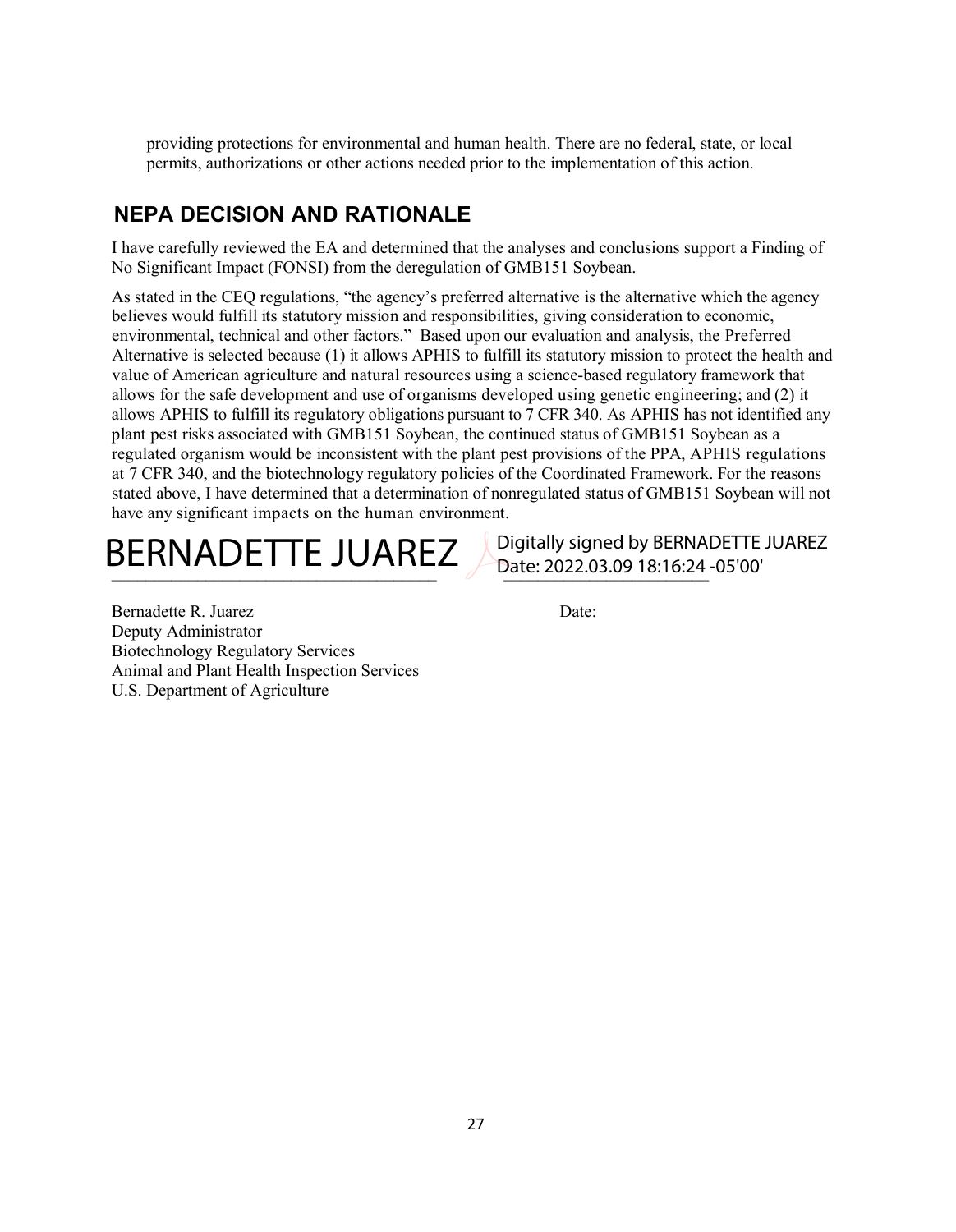providing protections for environmental and human health. There are no federal, state, or local permits, authorizations or other actions needed prior to the implementation of this action.

## NEPA DECISION AND RATIONALE

I have carefully reviewed the EA and determined that the analyses and conclusions support a Finding of No Significant Impact (FONSI) from the deregulation of GMB151 Soybean.

As stated in the CEQ regulations, "the agency's preferred alternative is the alternative which the agency believes would fulfill its statutory mission and responsibilities, giving consideration to economic, environmental, technical and other factors." Based upon our evaluation and analysis, the Preferred Alternative is selected because (1) it allows APHIS to fulfill its statutory mission to protect the health and value of American agriculture and natural resources using a science-based regulatory framework that allows for the safe development and use of organisms developed using genetic engineering; and (2) it allows APHIS to fulfill its regulatory obligations pursuant to 7 CFR 340. As APHIS has not identified any plant pest risks associated with GMB151 Soybean, the continued status of GMB151 Soybean as a regulated organism would be inconsistent with the plant pest provisions of the PPA, APHIS regulations at 7 CFR 340, and the biotechnology regulatory policies of the Coordinated Framework. For the reasons stated above, I have determined that a determination of nonregulated status of GMB151 Soybean will not have any significant impacts on the human environment.

BERNADETTE JUAREZ Digitally signed by BERNADETTE JUAREZ Date: 2022.03.09 18:16:24 -05'00'

Bernadette R. Juarez Date:
Deputy Administrator
Biotechnology Regulatory Services
Animal and Plant Health Inspection Services
U.S. Department of Agriculture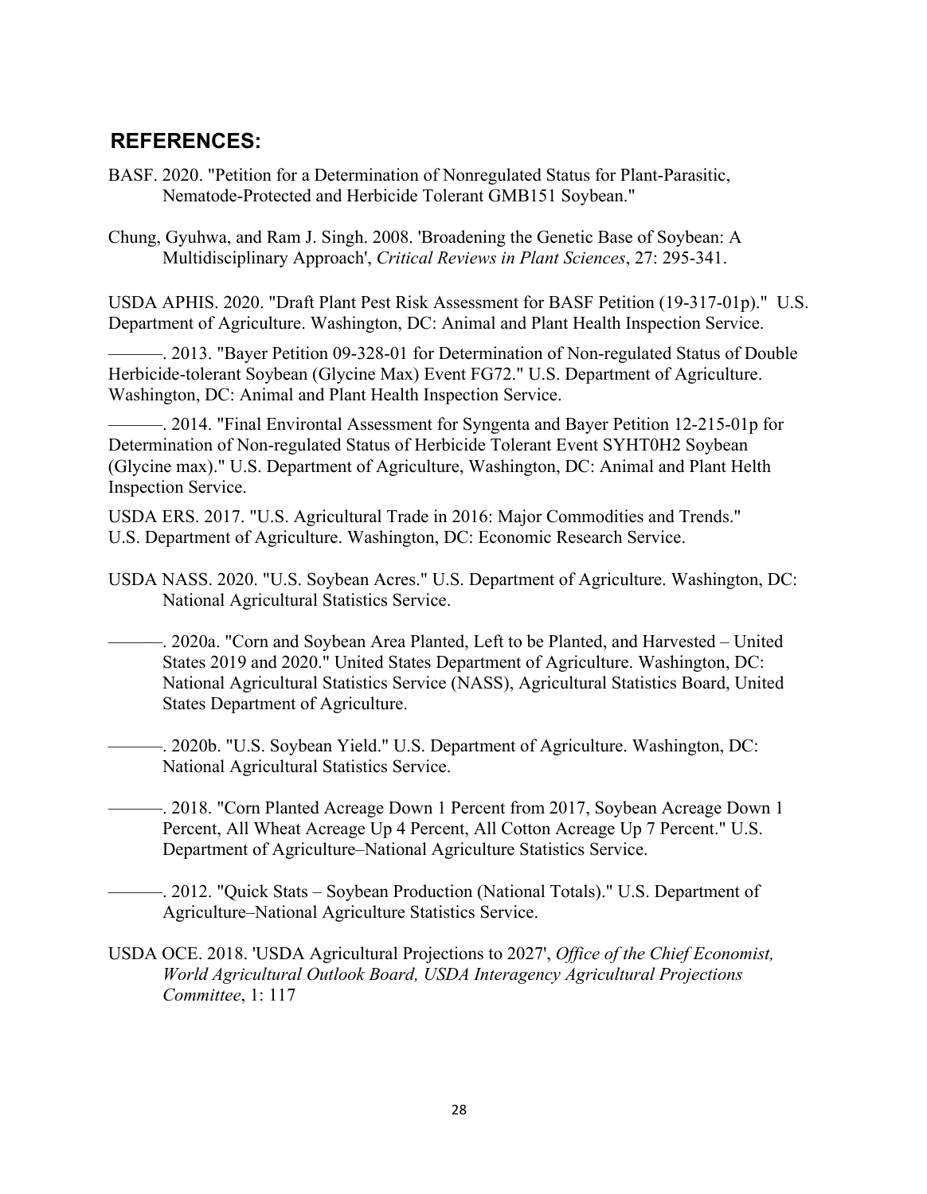## REFERENCES:

BASF. 2020. "Petition for a Determination of Nonregulated Status for Plant-Parasitic, Nematode-Protected and Herbicide Tolerant GMB151 Soybean."

Chung, Gyuhwa, and Ram J. Singh. 2008. 'Broadening the Genetic Base of Soybean: A Multidisciplinary Approach', *Critical Reviews in Plant Sciences*, 27: 295-341.

USDA APHIS. 2020. "Draft Plant Pest Risk Assessment for BASF Petition (19-317-01p)." U.S. Department of Agriculture. Washington, DC: Animal and Plant Health Inspection Service.

———. 2013. "Bayer Petition 09-328-01 for Determination of Non-regulated Status of Double Herbicide-tolerant Soybean (Glycine Max) Event FG72." U.S. Department of Agriculture. Washington, DC: Animal and Plant Health Inspection Service.

———. 2014. "Final Environtal Assessment for Syngenta and Bayer Petition 12-215-01p for Determination of Non-regulated Status of Herbicide Tolerant Event SYHT0H2 Soybean (Glycine max)." U.S. Department of Agriculture, Washington, DC: Animal and Plant Helth Inspection Service.

USDA ERS. 2017. "U.S. Agricultural Trade in 2016: Major Commodities and Trends." U.S. Department of Agriculture. Washington, DC: Economic Research Service.

USDA NASS. 2020. "U.S. Soybean Acres." U.S. Department of Agriculture. Washington, DC: National Agricultural Statistics Service.

———. 2020a. "Corn and Soybean Area Planted, Left to be Planted, and Harvested – United States 2019 and 2020." United States Department of Agriculture. Washington, DC: National Agricultural Statistics Service (NASS), Agricultural Statistics Board, United States Department of Agriculture.

———. 2020b. "U.S. Soybean Yield." U.S. Department of Agriculture. Washington, DC: National Agricultural Statistics Service.

———. 2018. "Corn Planted Acreage Down 1 Percent from 2017, Soybean Acreage Down 1 Percent, All Wheat Acreage Up 4 Percent, All Cotton Acreage Up 7 Percent." U.S. Department of Agriculture–National Agriculture Statistics Service.

———. 2012. "Quick Stats – Soybean Production (National Totals)." U.S. Department of Agriculture–National Agriculture Statistics Service.

USDA OCE. 2018. 'USDA Agricultural Projections to 2027', *Office of the Chief Economist, World Agricultural Outlook Board, USDA Interagency Agricultural Projections Committee*, 1: 117